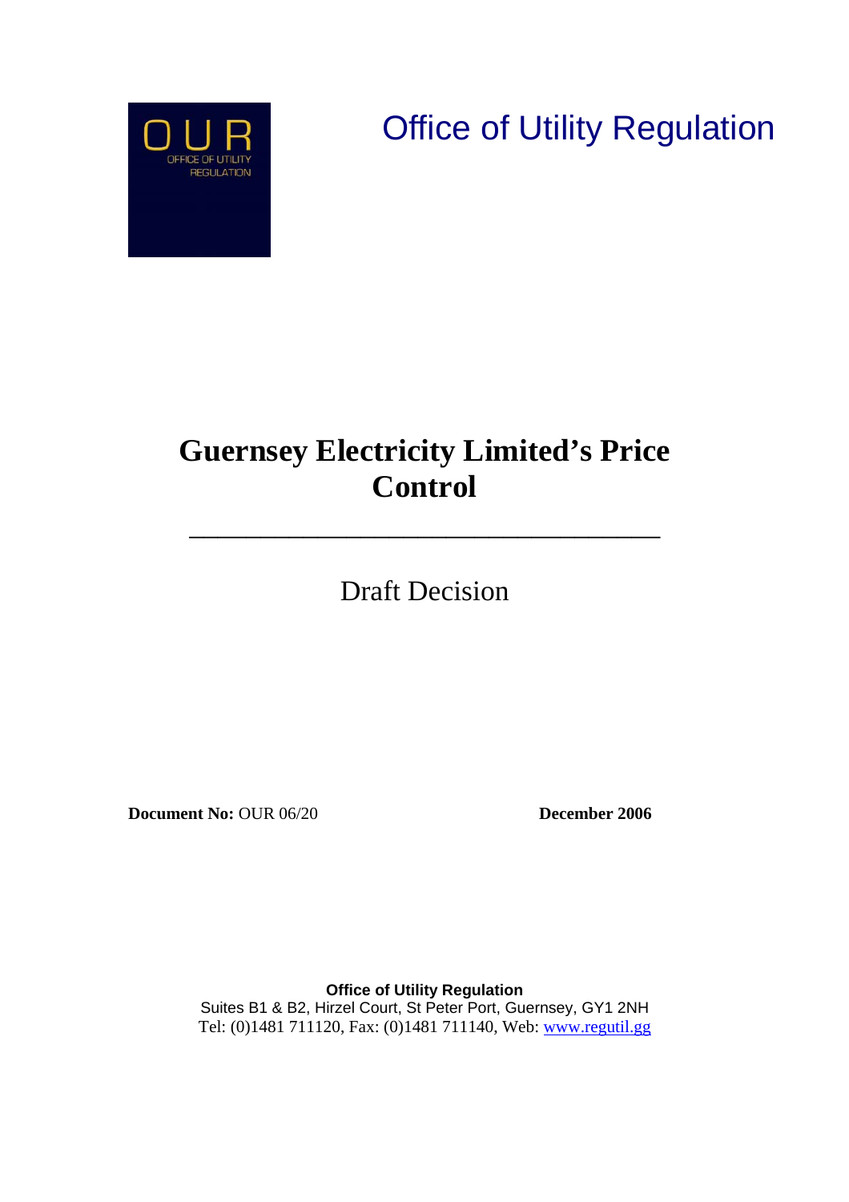OUR

OFFICE OF UTILITY REGULATION

Office of Utility Regulation

# Guernsey Electricity Limited's Price Control

---

Draft Decision

**Document No:** OUR 06/20 **December 2006**

**Office of Utility Regulation**
Suites B1 & B2, Hirzel Court, St Peter Port, Guernsey, GY1 2NH
Tel: (0)1481 711120, Fax: (0)1481 711140, Web: [www.regutil.gg](http://www.regutil.gg)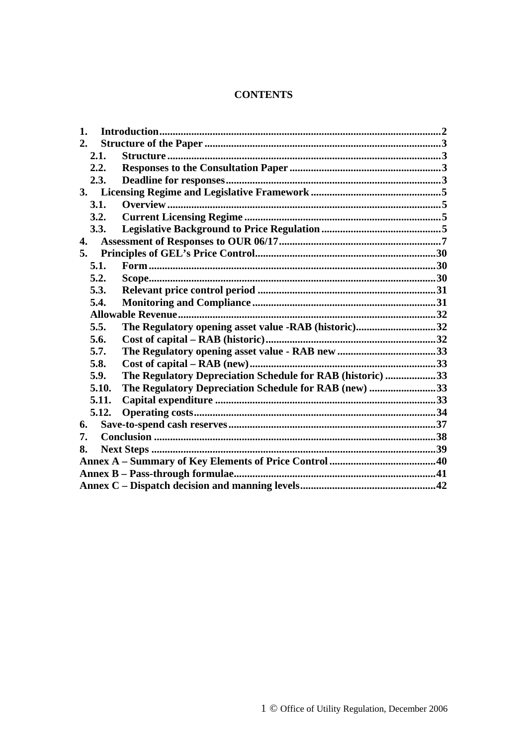**CONTENTS**

1. **Introduction**......................................................................................................2
2. **Structure of the Paper**.......................................................................................3
   - 2.1. **Structure**.....................................................................................................3
   - 2.2. **Responses to the Consultation Paper**........................................................3
   - 2.3. **Deadline for responses**...............................................................................3
3. **Licensing Regime and Legislative Framework**................................................5
   - 3.1. **Overview**.....................................................................................................5
   - 3.2. **Current Licensing Regime**..........................................................................5
   - 3.3. **Legislative Background to Price Regulation**.............................................5
4. **Assessment of Responses to OUR 06/17**...........................................................7
5. **Principles of GEL's Price Control**....................................................................30
   - 5.1. **Form**..........................................................................................................30
   - 5.2. **Scope**..........................................................................................................30
   - 5.3. **Relevant price control period**...................................................................31
   - 5.4. **Monitoring and Compliance**.....................................................................31
   - **Allowable Revenue**.........................................................................................32
   - 5.5. **The Regulatory opening asset value -RAB (historic)**...............................32
   - 5.6. **Cost of capital – RAB (historic)**...............................................................32
   - 5.7. **The Regulatory opening asset value - RAB new**......................................33
   - 5.8. **Cost of capital – RAB (new)**.....................................................................33
   - 5.9. **The Regulatory Depreciation Schedule for RAB (historic)**.....................33
   - 5.10. **The Regulatory Depreciation Schedule for RAB (new)**.........................33
   - 5.11. **Capital expenditure**................................................................................33
   - 5.12. **Operating costs**.......................................................................................34
6. **Save-to-spend cash reserves**.............................................................................37
7. **Conclusion**.........................................................................................................38
8. **Next Steps**..........................................................................................................39

**Annex A – Summary of Key Elements of Price Control**........................................40

**Annex B – Pass-through formulae**.........................................................................41

**Annex C – Dispatch decision and manning levels**.................................................42

© Office of Utility Regulation, December 2006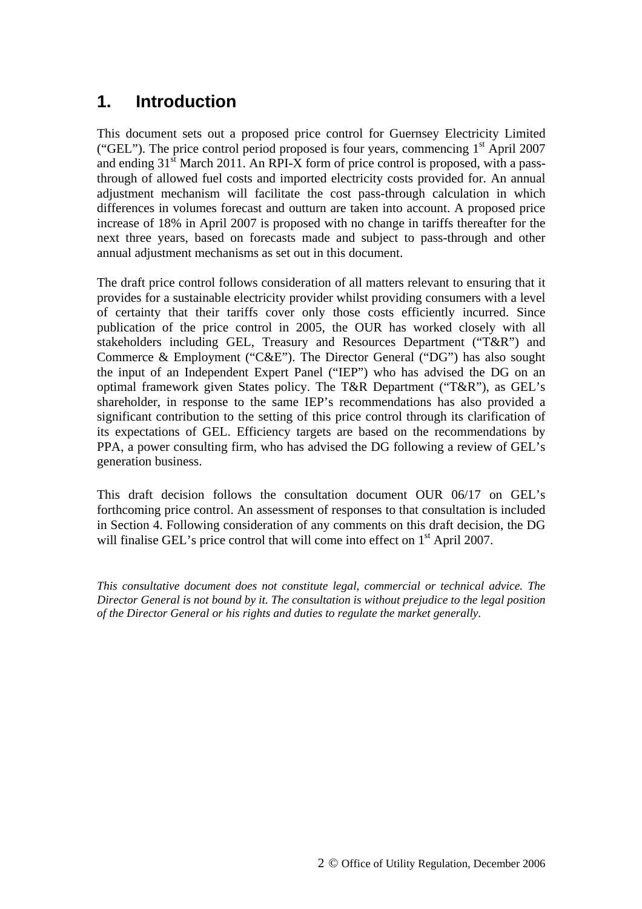# 1. Introduction

This document sets out a proposed price control for Guernsey Electricity Limited ("GEL"). The price control period proposed is four years, commencing 1st April 2007 and ending 31st March 2011. An RPI-X form of price control is proposed, with a pass-through of allowed fuel costs and imported electricity costs provided for. An annual adjustment mechanism will facilitate the cost pass-through calculation in which differences in volumes forecast and outturn are taken into account. A proposed price increase of 18% in April 2007 is proposed with no change in tariffs thereafter for the next three years, based on forecasts made and subject to pass-through and other annual adjustment mechanisms as set out in this document.

The draft price control follows consideration of all matters relevant to ensuring that it provides for a sustainable electricity provider whilst providing consumers with a level of certainty that their tariffs cover only those costs efficiently incurred. Since publication of the price control in 2005, the OUR has worked closely with all stakeholders including GEL, Treasury and Resources Department ("T&R") and Commerce & Employment ("C&E"). The Director General ("DG") has also sought the input of an Independent Expert Panel ("IEP") who has advised the DG on an optimal framework given States policy. The T&R Department ("T&R"), as GEL's shareholder, in response to the same IEP's recommendations has also provided a significant contribution to the setting of this price control through its clarification of its expectations of GEL. Efficiency targets are based on the recommendations by PPA, a power consulting firm, who has advised the DG following a review of GEL's generation business.

This draft decision follows the consultation document OUR 06/17 on GEL's forthcoming price control. An assessment of responses to that consultation is included in Section 4. Following consideration of any comments on this draft decision, the DG will finalise GEL's price control that will come into effect on 1st April 2007.

*This consultative document does not constitute legal, commercial or technical advice. The Director General is not bound by it. The consultation is without prejudice to the legal position of the Director General or his rights and duties to regulate the market generally.*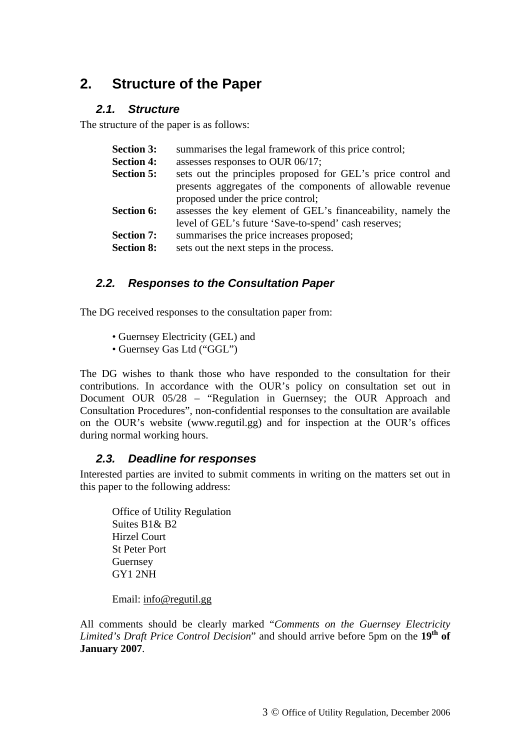## 2. Structure of the Paper

### 2.1. Structure

The structure of the paper is as follows:

- **Section 3:** summarises the legal framework of this price control;
- **Section 4:** assesses responses to OUR 06/17;
- **Section 5:** sets out the principles proposed for GEL's price control and presents aggregates of the components of allowable revenue proposed under the price control;
- **Section 6:** assesses the key element of GEL's financeability, namely the level of GEL's future 'Save-to-spend' cash reserves;
- **Section 7:** summarises the price increases proposed;
- **Section 8:** sets out the next steps in the process.

### 2.2. Responses to the Consultation Paper

The DG received responses to the consultation paper from:

- Guernsey Electricity (GEL) and
- Guernsey Gas Ltd ("GGL")

The DG wishes to thank those who have responded to the consultation for their contributions. In accordance with the OUR's policy on consultation set out in Document OUR 05/28 – "Regulation in Guernsey; the OUR Approach and Consultation Procedures", non-confidential responses to the consultation are available on the OUR's website (www.regutil.gg) and for inspection at the OUR's offices during normal working hours.

### 2.3. Deadline for responses

Interested parties are invited to submit comments in writing on the matters set out in this paper to the following address:

Office of Utility Regulation
Suites B1& B2
Hirzel Court
St Peter Port
Guernsey
GY1 2NH

Email: info@regutil.gg

All comments should be clearly marked "*Comments on the Guernsey Electricity Limited's Draft Price Control Decision*" and should arrive before 5pm on the **19th of January 2007**.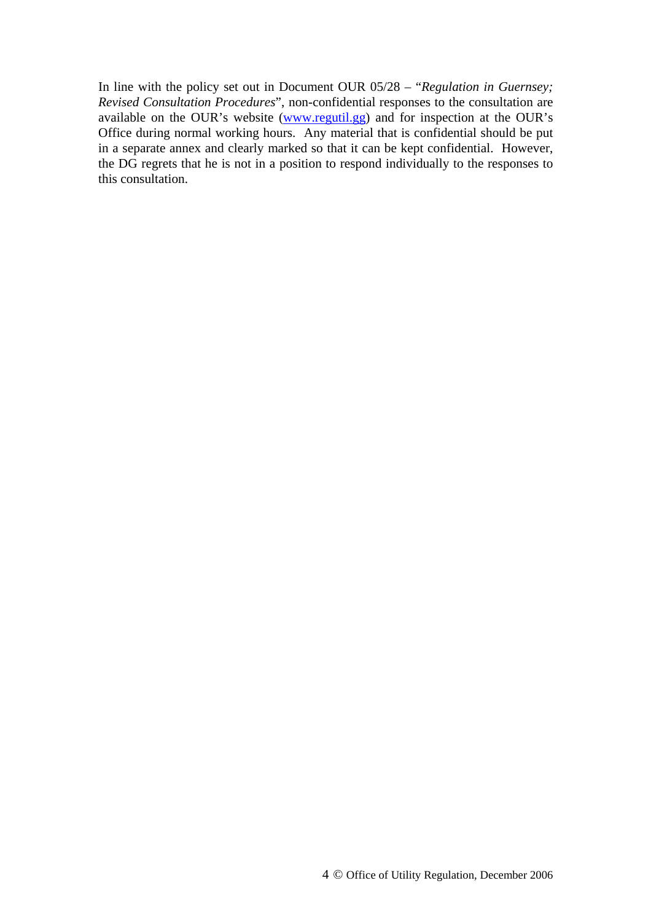In line with the policy set out in Document OUR 05/28 – "*Regulation in Guernsey; Revised Consultation Procedures*", non-confidential responses to the consultation are available on the OUR's website (www.regutil.gg) and for inspection at the OUR's Office during normal working hours. Any material that is confidential should be put in a separate annex and clearly marked so that it can be kept confidential. However, the DG regrets that he is not in a position to respond individually to the responses to this consultation.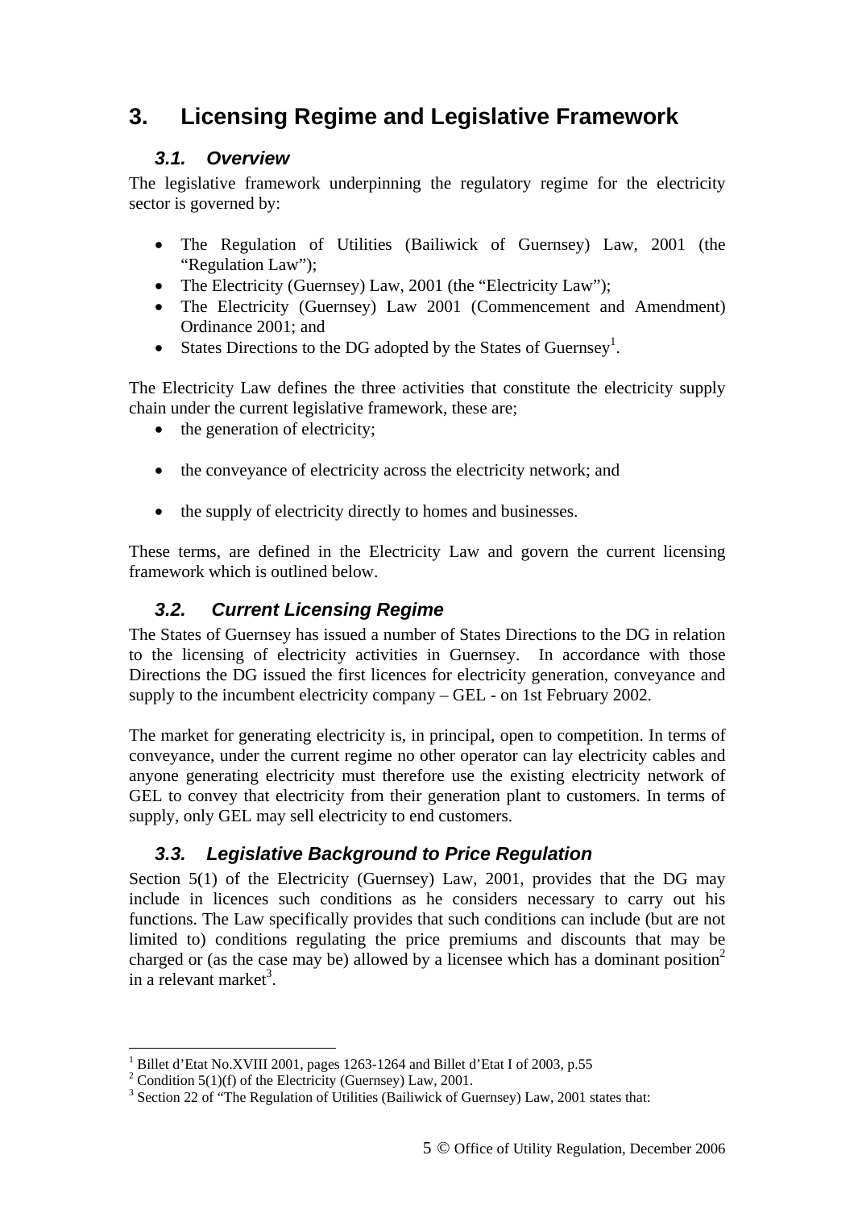# 3. Licensing Regime and Legislative Framework

## 3.1. Overview

The legislative framework underpinning the regulatory regime for the electricity sector is governed by:

- The Regulation of Utilities (Bailiwick of Guernsey) Law, 2001 (the "Regulation Law");
- The Electricity (Guernsey) Law, 2001 (the "Electricity Law");
- The Electricity (Guernsey) Law 2001 (Commencement and Amendment) Ordinance 2001; and
- States Directions to the DG adopted by the States of Guernsey[1].

The Electricity Law defines the three activities that constitute the electricity supply chain under the current legislative framework, these are;

- the generation of electricity;
- the conveyance of electricity across the electricity network; and
- the supply of electricity directly to homes and businesses.

These terms, are defined in the Electricity Law and govern the current licensing framework which is outlined below.

## 3.2. Current Licensing Regime

The States of Guernsey has issued a number of States Directions to the DG in relation to the licensing of electricity activities in Guernsey. In accordance with those Directions the DG issued the first licences for electricity generation, conveyance and supply to the incumbent electricity company – GEL - on 1st February 2002.

The market for generating electricity is, in principal, open to competition. In terms of conveyance, under the current regime no other operator can lay electricity cables and anyone generating electricity must therefore use the existing electricity network of GEL to convey that electricity from their generation plant to customers. In terms of supply, only GEL may sell electricity to end customers.

## 3.3. Legislative Background to Price Regulation

Section 5(1) of the Electricity (Guernsey) Law, 2001, provides that the DG may include in licences such conditions as he considers necessary to carry out his functions. The Law specifically provides that such conditions can include (but are not limited to) conditions regulating the price premiums and discounts that may be charged or (as the case may be) allowed by a licensee which has a dominant position[2] in a relevant market[3].

---

[1] Billet d'Etat No.XVIII 2001, pages 1263-1264 and Billet d'Etat I of 2003, p.55

[2] Condition 5(1)(f) of the Electricity (Guernsey) Law, 2001.

[3] Section 22 of "The Regulation of Utilities (Bailiwick of Guernsey) Law, 2001 states that: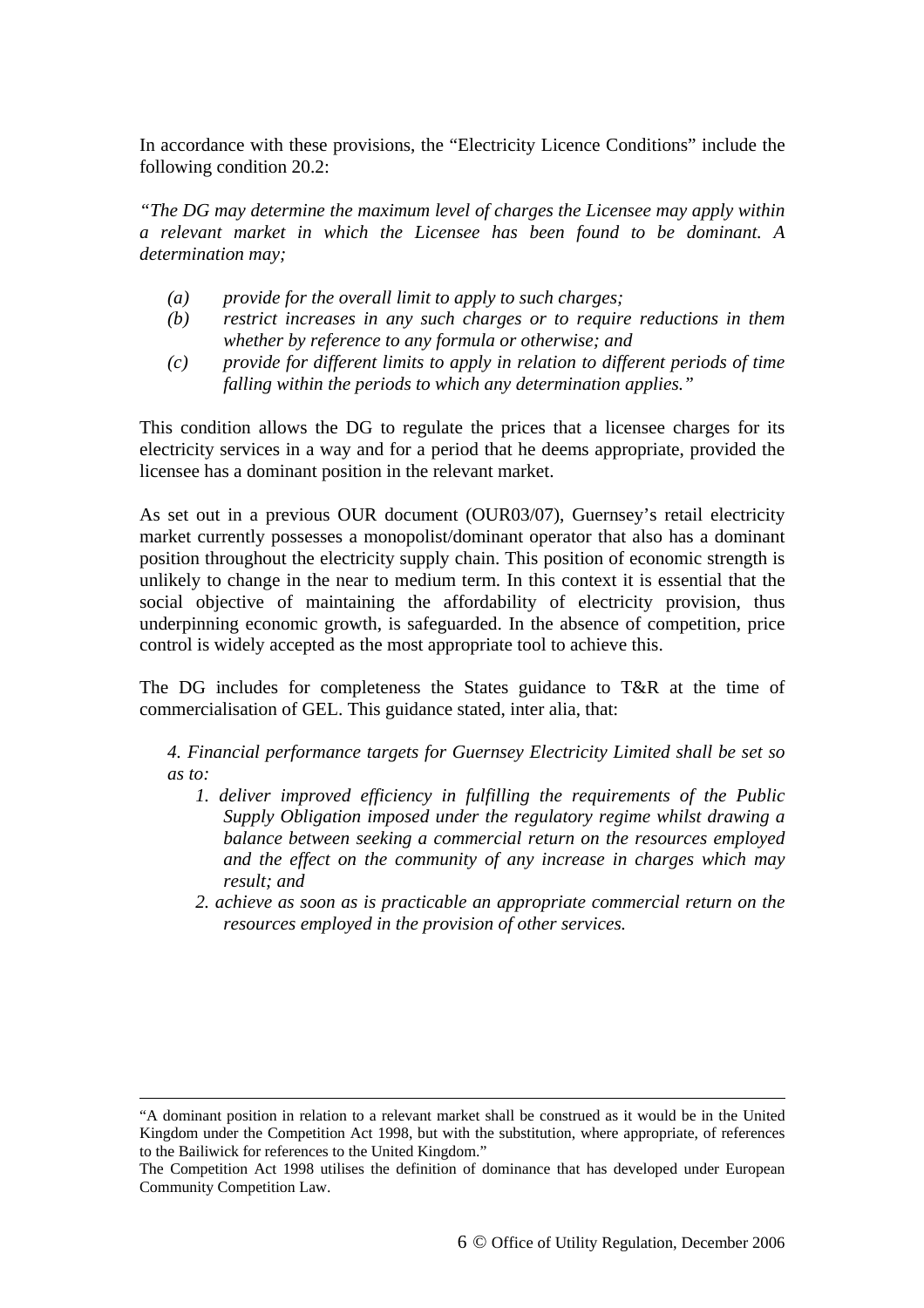In accordance with these provisions, the "Electricity Licence Conditions" include the following condition 20.2:

*"The DG may determine the maximum level of charges the Licensee may apply within a relevant market in which the Licensee has been found to be dominant. A determination may;*

- *(a) provide for the overall limit to apply to such charges;*
- *(b) restrict increases in any such charges or to require reductions in them whether by reference to any formula or otherwise; and*
- *(c) provide for different limits to apply in relation to different periods of time falling within the periods to which any determination applies."*

This condition allows the DG to regulate the prices that a licensee charges for its electricity services in a way and for a period that he deems appropriate, provided the licensee has a dominant position in the relevant market.

As set out in a previous OUR document (OUR03/07), Guernsey's retail electricity market currently possesses a monopolist/dominant operator that also has a dominant position throughout the electricity supply chain. This position of economic strength is unlikely to change in the near to medium term. In this context it is essential that the social objective of maintaining the affordability of electricity provision, thus underpinning economic growth, is safeguarded. In the absence of competition, price control is widely accepted as the most appropriate tool to achieve this.

The DG includes for completeness the States guidance to T&R at the time of commercialisation of GEL. This guidance stated, inter alia, that:

*4. Financial performance targets for Guernsey Electricity Limited shall be set so as to:*

1. *deliver improved efficiency in fulfilling the requirements of the Public Supply Obligation imposed under the regulatory regime whilst drawing a balance between seeking a commercial return on the resources employed and the effect on the community of any increase in charges which may result; and*
2. *achieve as soon as is practicable an appropriate commercial return on the resources employed in the provision of other services.*

---

"A dominant position in relation to a relevant market shall be construed as it would be in the United Kingdom under the Competition Act 1998, but with the substitution, where appropriate, of references to the Bailiwick for references to the United Kingdom."

The Competition Act 1998 utilises the definition of dominance that has developed under European Community Competition Law.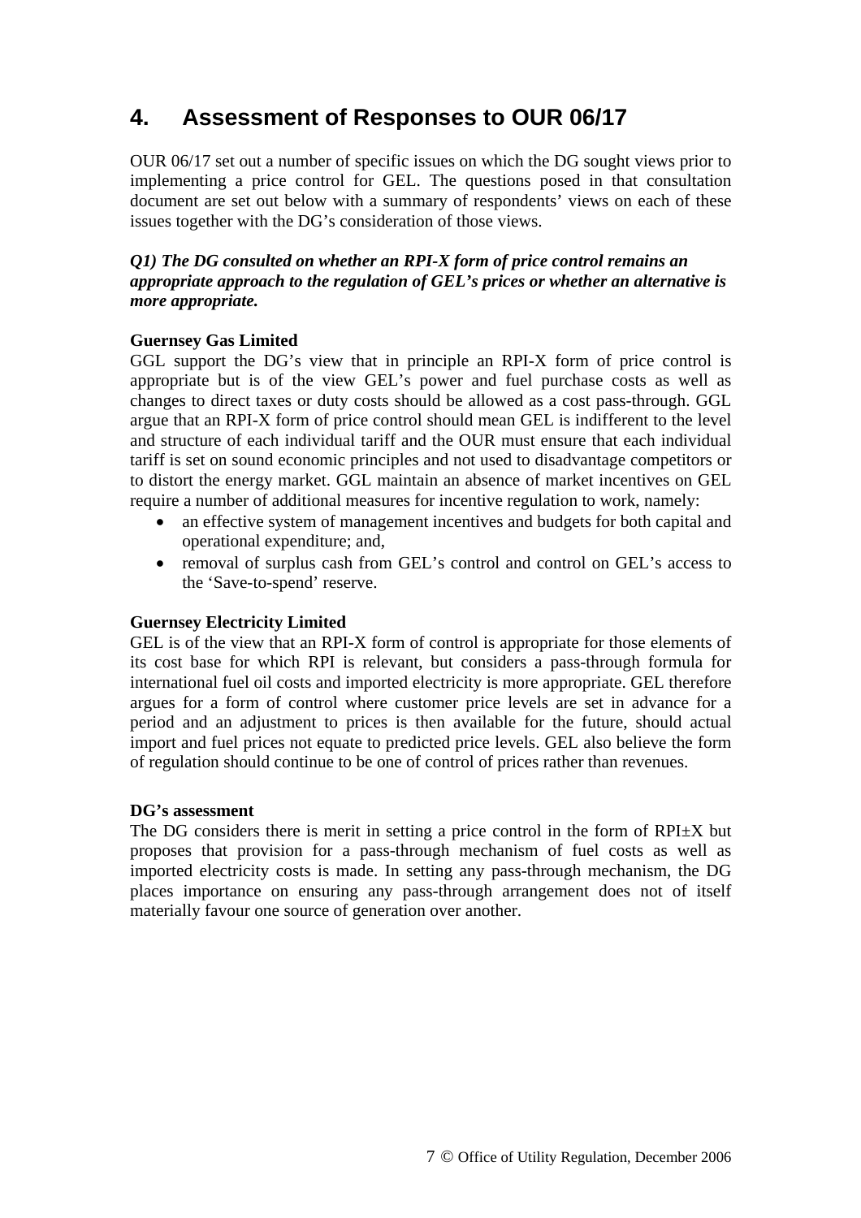## 4. Assessment of Responses to OUR 06/17

OUR 06/17 set out a number of specific issues on which the DG sought views prior to implementing a price control for GEL. The questions posed in that consultation document are set out below with a summary of respondents' views on each of these issues together with the DG's consideration of those views.

***Q1) The DG consulted on whether an RPI-X form of price control remains an appropriate approach to the regulation of GEL's prices or whether an alternative is more appropriate.***

**Guernsey Gas Limited**

GGL support the DG's view that in principle an RPI-X form of price control is appropriate but is of the view GEL's power and fuel purchase costs as well as changes to direct taxes or duty costs should be allowed as a cost pass-through. GGL argue that an RPI-X form of price control should mean GEL is indifferent to the level and structure of each individual tariff and the OUR must ensure that each individual tariff is set on sound economic principles and not used to disadvantage competitors or to distort the energy market. GGL maintain an absence of market incentives on GEL require a number of additional measures for incentive regulation to work, namely:

- an effective system of management incentives and budgets for both capital and operational expenditure; and,
- removal of surplus cash from GEL's control and control on GEL's access to the 'Save-to-spend' reserve.

**Guernsey Electricity Limited**

GEL is of the view that an RPI-X form of control is appropriate for those elements of its cost base for which RPI is relevant, but considers a pass-through formula for international fuel oil costs and imported electricity is more appropriate. GEL therefore argues for a form of control where customer price levels are set in advance for a period and an adjustment to prices is then available for the future, should actual import and fuel prices not equate to predicted price levels. GEL also believe the form of regulation should continue to be one of control of prices rather than revenues.

**DG's assessment**

The DG considers there is merit in setting a price control in the form of RPI±X but proposes that provision for a pass-through mechanism of fuel costs as well as imported electricity costs is made. In setting any pass-through mechanism, the DG places importance on ensuring any pass-through arrangement does not of itself materially favour one source of generation over another.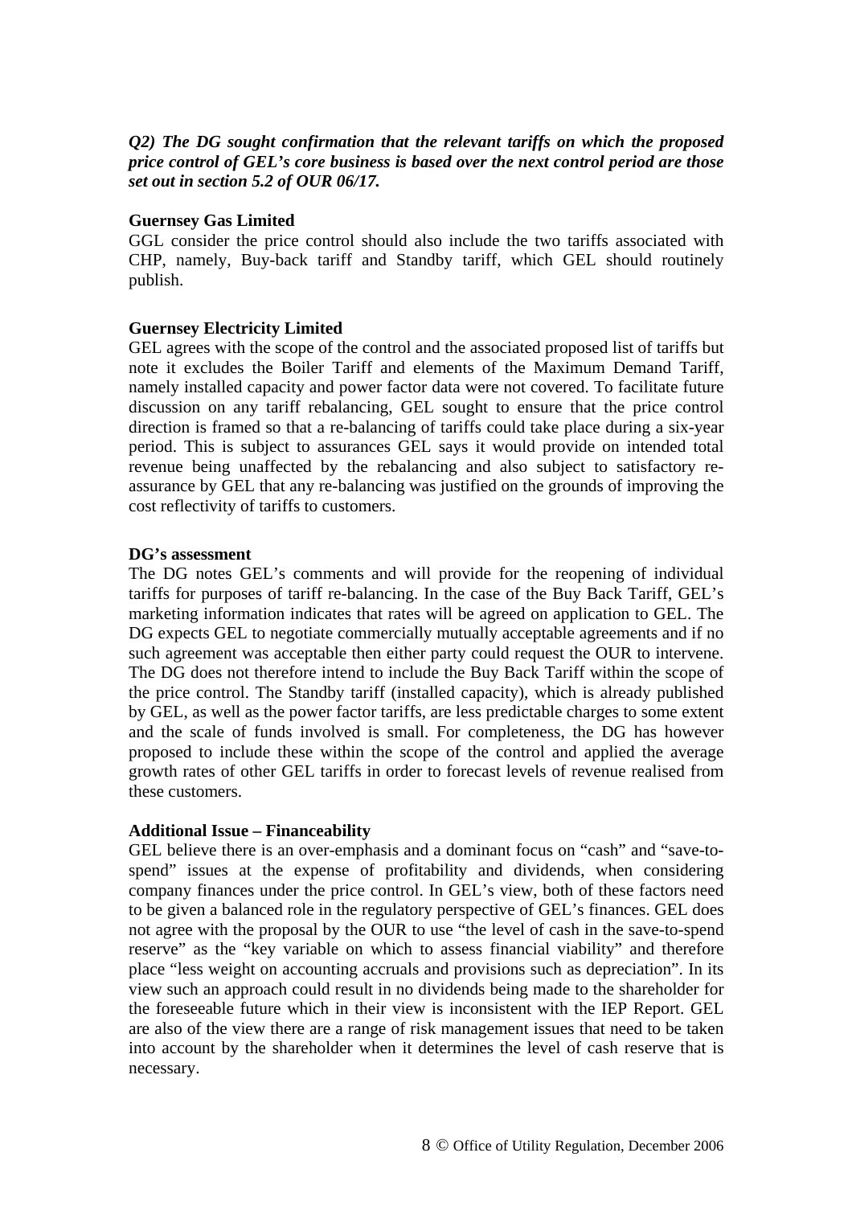***Q2) The DG sought confirmation that the relevant tariffs on which the proposed price control of GEL's core business is based over the next control period are those set out in section 5.2 of OUR 06/17.***

**Guernsey Gas Limited**

GGL consider the price control should also include the two tariffs associated with CHP, namely, Buy-back tariff and Standby tariff, which GEL should routinely publish.

**Guernsey Electricity Limited**

GEL agrees with the scope of the control and the associated proposed list of tariffs but note it excludes the Boiler Tariff and elements of the Maximum Demand Tariff, namely installed capacity and power factor data were not covered. To facilitate future discussion on any tariff rebalancing, GEL sought to ensure that the price control direction is framed so that a re-balancing of tariffs could take place during a six-year period. This is subject to assurances GEL says it would provide on intended total revenue being unaffected by the rebalancing and also subject to satisfactory re-assurance by GEL that any re-balancing was justified on the grounds of improving the cost reflectivity of tariffs to customers.

**DG's assessment**

The DG notes GEL's comments and will provide for the reopening of individual tariffs for purposes of tariff re-balancing. In the case of the Buy Back Tariff, GEL's marketing information indicates that rates will be agreed on application to GEL. The DG expects GEL to negotiate commercially mutually acceptable agreements and if no such agreement was acceptable then either party could request the OUR to intervene. The DG does not therefore intend to include the Buy Back Tariff within the scope of the price control. The Standby tariff (installed capacity), which is already published by GEL, as well as the power factor tariffs, are less predictable charges to some extent and the scale of funds involved is small. For completeness, the DG has however proposed to include these within the scope of the control and applied the average growth rates of other GEL tariffs in order to forecast levels of revenue realised from these customers.

**Additional Issue – Financeability**

GEL believe there is an over-emphasis and a dominant focus on "cash" and "save-to-spend" issues at the expense of profitability and dividends, when considering company finances under the price control. In GEL's view, both of these factors need to be given a balanced role in the regulatory perspective of GEL's finances. GEL does not agree with the proposal by the OUR to use "the level of cash in the save-to-spend reserve" as the "key variable on which to assess financial viability" and therefore place "less weight on accounting accruals and provisions such as depreciation". In its view such an approach could result in no dividends being made to the shareholder for the foreseeable future which in their view is inconsistent with the IEP Report. GEL are also of the view there are a range of risk management issues that need to be taken into account by the shareholder when it determines the level of cash reserve that is necessary.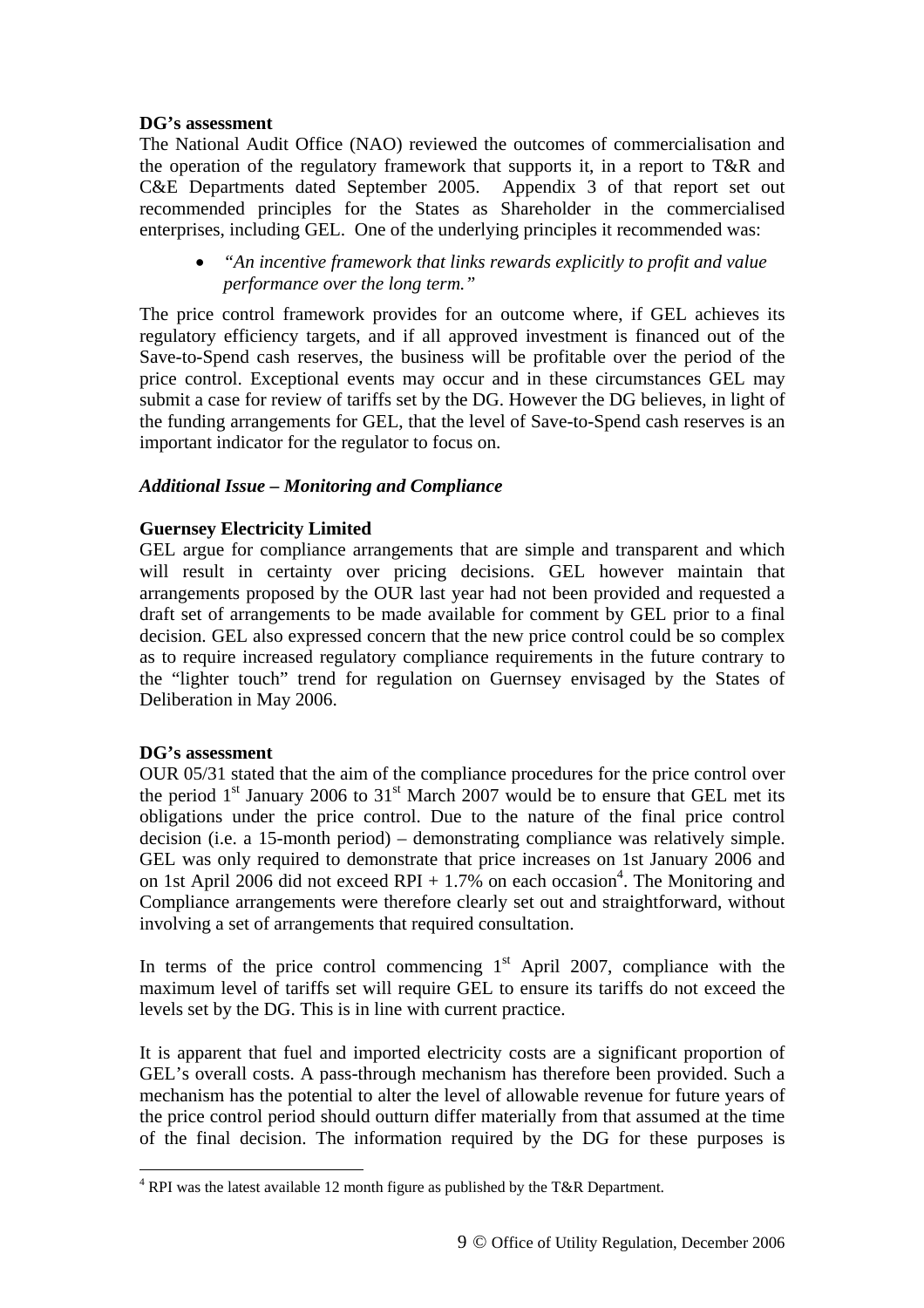**DG's assessment**

The National Audit Office (NAO) reviewed the outcomes of commercialisation and the operation of the regulatory framework that supports it, in a report to T&R and C&E Departments dated September 2005. Appendix 3 of that report set out recommended principles for the States as Shareholder in the commercialised enterprises, including GEL. One of the underlying principles it recommended was:

- *"An incentive framework that links rewards explicitly to profit and value performance over the long term."*

The price control framework provides for an outcome where, if GEL achieves its regulatory efficiency targets, and if all approved investment is financed out of the Save-to-Spend cash reserves, the business will be profitable over the period of the price control. Exceptional events may occur and in these circumstances GEL may submit a case for review of tariffs set by the DG. However the DG believes, in light of the funding arrangements for GEL, that the level of Save-to-Spend cash reserves is an important indicator for the regulator to focus on.

***Additional Issue – Monitoring and Compliance***

**Guernsey Electricity Limited**

GEL argue for compliance arrangements that are simple and transparent and which will result in certainty over pricing decisions. GEL however maintain that arrangements proposed by the OUR last year had not been provided and requested a draft set of arrangements to be made available for comment by GEL prior to a final decision. GEL also expressed concern that the new price control could be so complex as to require increased regulatory compliance requirements in the future contrary to the "lighter touch" trend for regulation on Guernsey envisaged by the States of Deliberation in May 2006.

**DG's assessment**

OUR 05/31 stated that the aim of the compliance procedures for the price control over the period 1st January 2006 to 31st March 2007 would be to ensure that GEL met its obligations under the price control. Due to the nature of the final price control decision (i.e. a 15-month period) – demonstrating compliance was relatively simple. GEL was only required to demonstrate that price increases on 1st January 2006 and on 1st April 2006 did not exceed RPI + 1.7% on each occasion[4]. The Monitoring and Compliance arrangements were therefore clearly set out and straightforward, without involving a set of arrangements that required consultation.

In terms of the price control commencing 1st April 2007, compliance with the maximum level of tariffs set will require GEL to ensure its tariffs do not exceed the levels set by the DG. This is in line with current practice.

It is apparent that fuel and imported electricity costs are a significant proportion of GEL's overall costs. A pass-through mechanism has therefore been provided. Such a mechanism has the potential to alter the level of allowable revenue for future years of the price control period should outturn differ materially from that assumed at the time of the final decision. The information required by the DG for these purposes is

[4] RPI was the latest available 12 month figure as published by the T&R Department.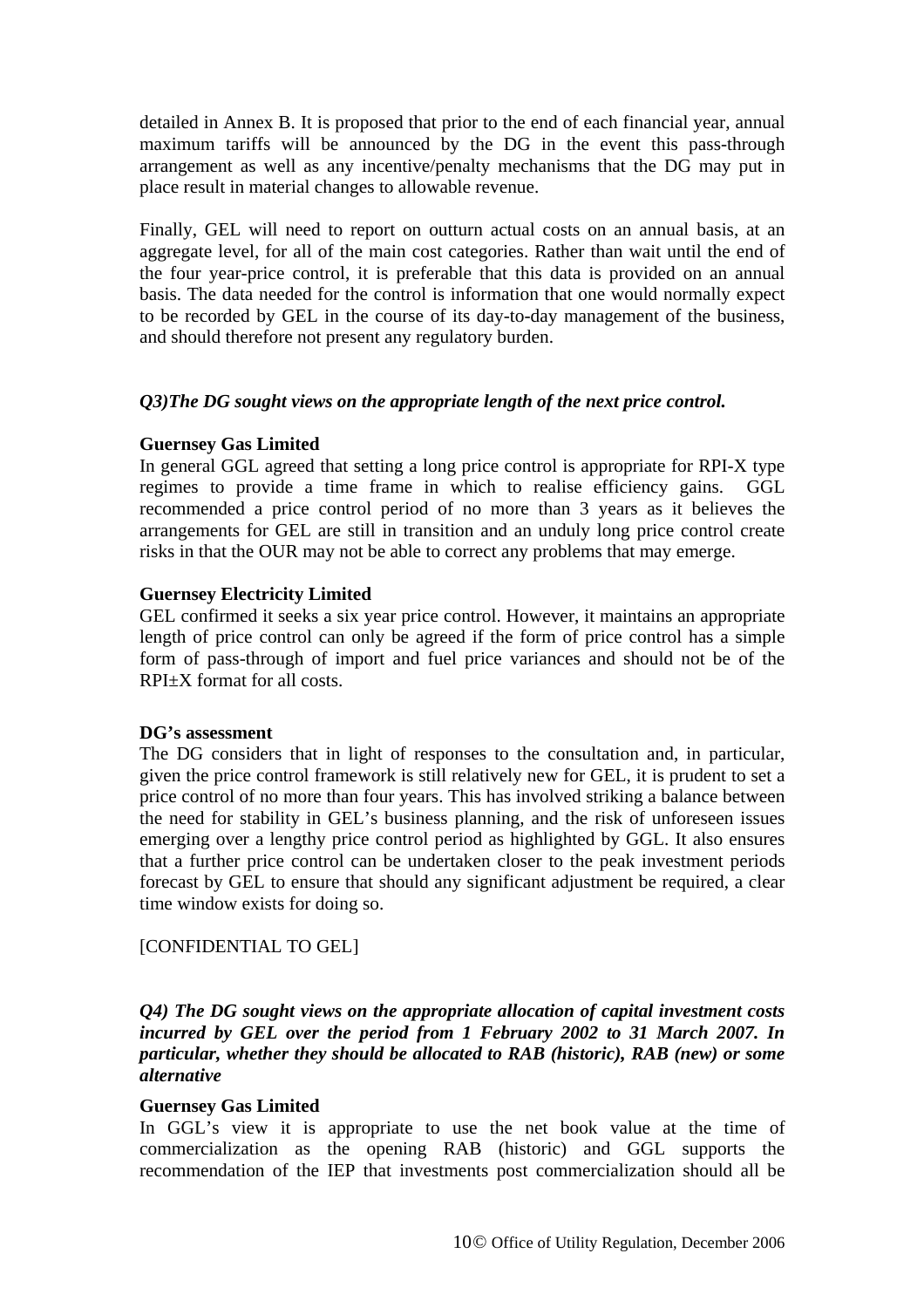detailed in Annex B. It is proposed that prior to the end of each financial year, annual maximum tariffs will be announced by the DG in the event this pass-through arrangement as well as any incentive/penalty mechanisms that the DG may put in place result in material changes to allowable revenue.

Finally, GEL will need to report on outturn actual costs on an annual basis, at an aggregate level, for all of the main cost categories. Rather than wait until the end of the four year-price control, it is preferable that this data is provided on an annual basis. The data needed for the control is information that one would normally expect to be recorded by GEL in the course of its day-to-day management of the business, and should therefore not present any regulatory burden.

***Q3)The DG sought views on the appropriate length of the next price control.***

**Guernsey Gas Limited**

In general GGL agreed that setting a long price control is appropriate for RPI-X type regimes to provide a time frame in which to realise efficiency gains. GGL recommended a price control period of no more than 3 years as it believes the arrangements for GEL are still in transition and an unduly long price control create risks in that the OUR may not be able to correct any problems that may emerge.

**Guernsey Electricity Limited**

GEL confirmed it seeks a six year price control. However, it maintains an appropriate length of price control can only be agreed if the form of price control has a simple form of pass-through of import and fuel price variances and should not be of the RPI±X format for all costs.

**DG's assessment**

The DG considers that in light of responses to the consultation and, in particular, given the price control framework is still relatively new for GEL, it is prudent to set a price control of no more than four years. This has involved striking a balance between the need for stability in GEL's business planning, and the risk of unforeseen issues emerging over a lengthy price control period as highlighted by GGL. It also ensures that a further price control can be undertaken closer to the peak investment periods forecast by GEL to ensure that should any significant adjustment be required, a clear time window exists for doing so.

[CONFIDENTIAL TO GEL]

***Q4) The DG sought views on the appropriate allocation of capital investment costs incurred by GEL over the period from 1 February 2002 to 31 March 2007. In particular, whether they should be allocated to RAB (historic), RAB (new) or some alternative***

**Guernsey Gas Limited**

In GGL's view it is appropriate to use the net book value at the time of commercialization as the opening RAB (historic) and GGL supports the recommendation of the IEP that investments post commercialization should all be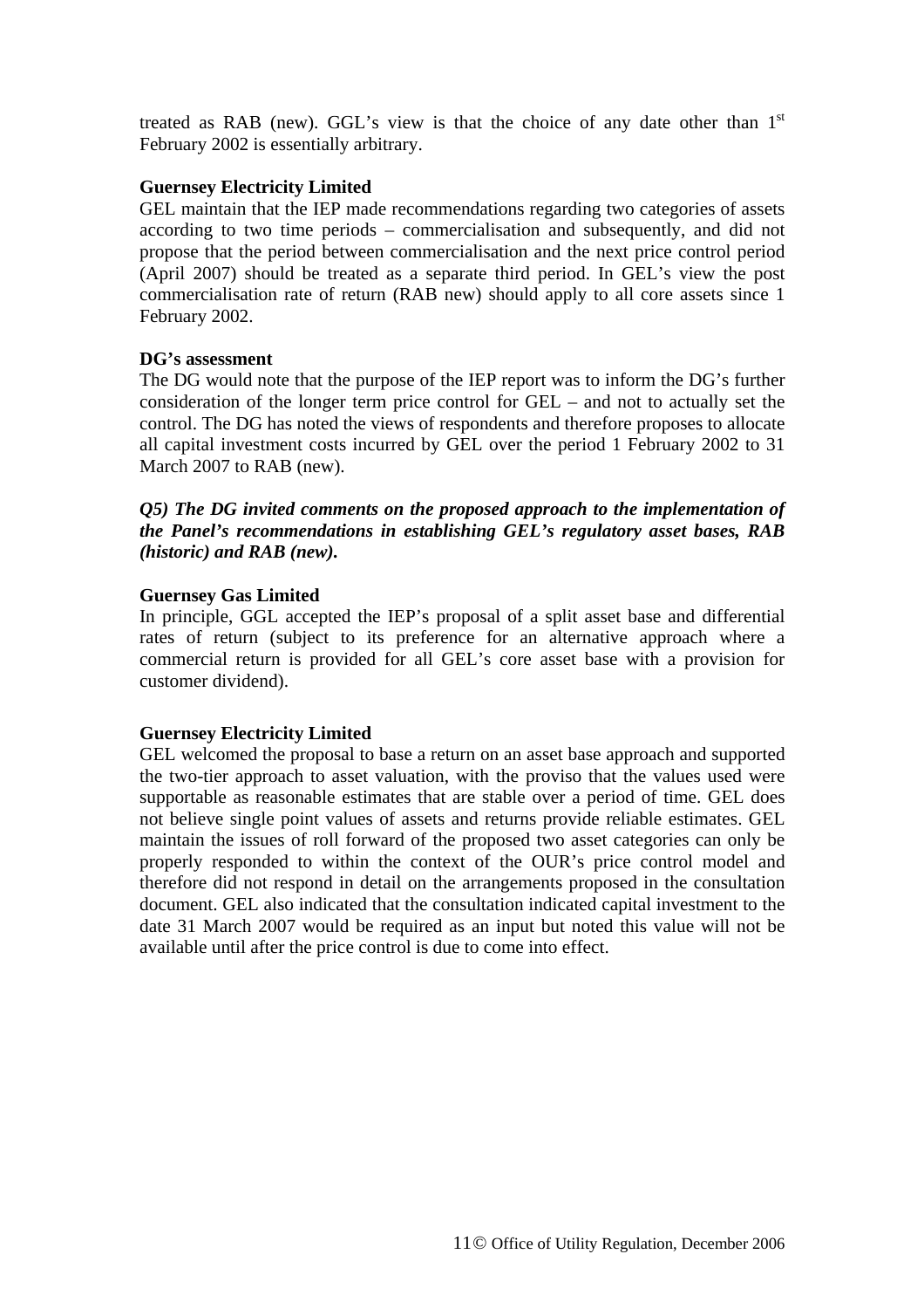treated as RAB (new). GGL's view is that the choice of any date other than 1st February 2002 is essentially arbitrary.

**Guernsey Electricity Limited**
GEL maintain that the IEP made recommendations regarding two categories of assets according to two time periods – commercialisation and subsequently, and did not propose that the period between commercialisation and the next price control period (April 2007) should be treated as a separate third period. In GEL's view the post commercialisation rate of return (RAB new) should apply to all core assets since 1 February 2002.

**DG's assessment**
The DG would note that the purpose of the IEP report was to inform the DG's further consideration of the longer term price control for GEL – and not to actually set the control. The DG has noted the views of respondents and therefore proposes to allocate all capital investment costs incurred by GEL over the period 1 February 2002 to 31 March 2007 to RAB (new).

***Q5) The DG invited comments on the proposed approach to the implementation of the Panel's recommendations in establishing GEL's regulatory asset bases, RAB (historic) and RAB (new).***

**Guernsey Gas Limited**
In principle, GGL accepted the IEP's proposal of a split asset base and differential rates of return (subject to its preference for an alternative approach where a commercial return is provided for all GEL's core asset base with a provision for customer dividend).

**Guernsey Electricity Limited**
GEL welcomed the proposal to base a return on an asset base approach and supported the two-tier approach to asset valuation, with the proviso that the values used were supportable as reasonable estimates that are stable over a period of time. GEL does not believe single point values of assets and returns provide reliable estimates. GEL maintain the issues of roll forward of the proposed two asset categories can only be properly responded to within the context of the OUR's price control model and therefore did not respond in detail on the arrangements proposed in the consultation document. GEL also indicated that the consultation indicated capital investment to the date 31 March 2007 would be required as an input but noted this value will not be available until after the price control is due to come into effect.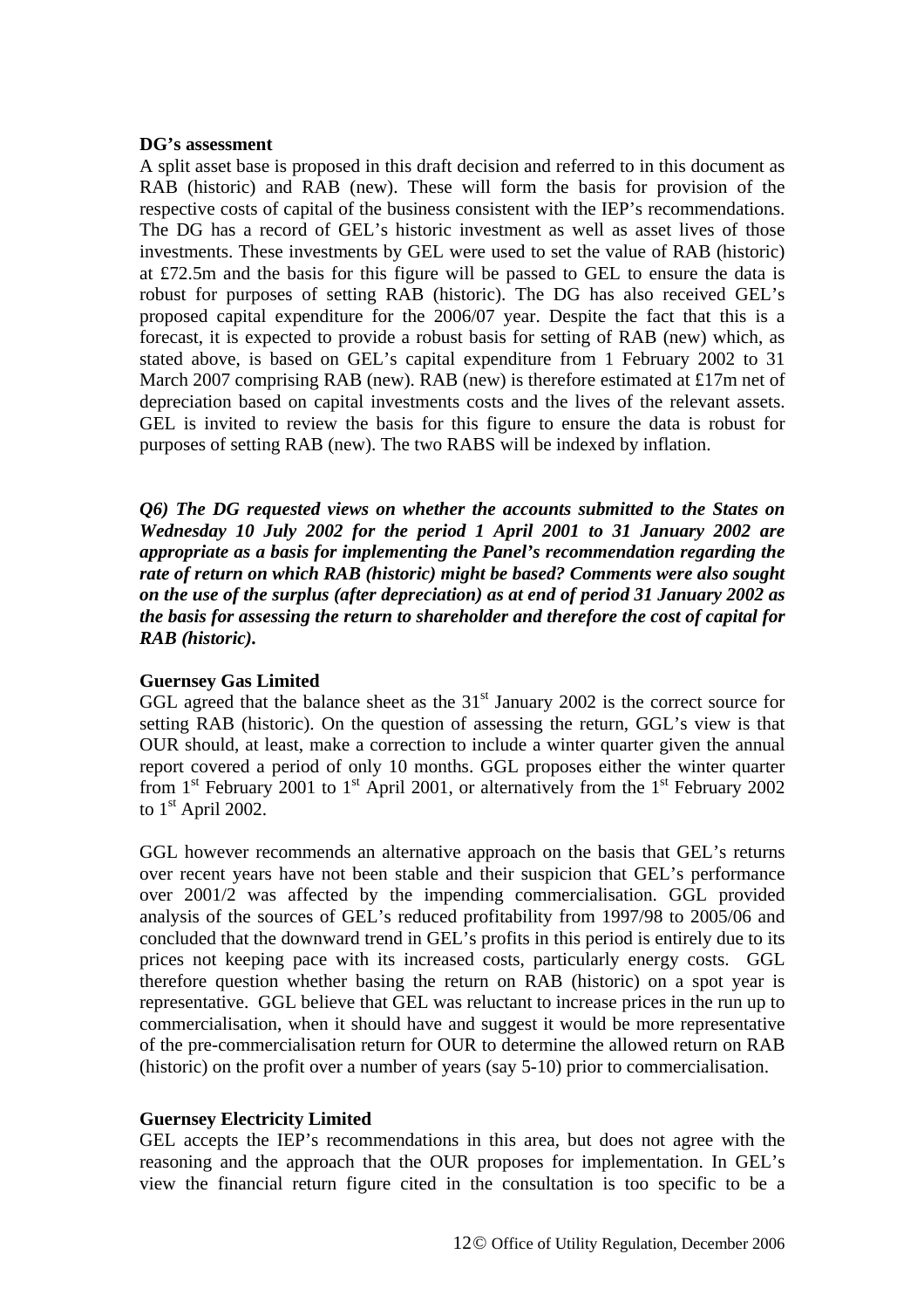**DG's assessment**

A split asset base is proposed in this draft decision and referred to in this document as RAB (historic) and RAB (new). These will form the basis for provision of the respective costs of capital of the business consistent with the IEP's recommendations. The DG has a record of GEL's historic investment as well as asset lives of those investments. These investments by GEL were used to set the value of RAB (historic) at £72.5m and the basis for this figure will be passed to GEL to ensure the data is robust for purposes of setting RAB (historic). The DG has also received GEL's proposed capital expenditure for the 2006/07 year. Despite the fact that this is a forecast, it is expected to provide a robust basis for setting of RAB (new) which, as stated above, is based on GEL's capital expenditure from 1 February 2002 to 31 March 2007 comprising RAB (new). RAB (new) is therefore estimated at £17m net of depreciation based on capital investments costs and the lives of the relevant assets. GEL is invited to review the basis for this figure to ensure the data is robust for purposes of setting RAB (new). The two RABS will be indexed by inflation.

***Q6) The DG requested views on whether the accounts submitted to the States on Wednesday 10 July 2002 for the period 1 April 2001 to 31 January 2002 are appropriate as a basis for implementing the Panel's recommendation regarding the rate of return on which RAB (historic) might be based? Comments were also sought on the use of the surplus (after depreciation) as at end of period 31 January 2002 as the basis for assessing the return to shareholder and therefore the cost of capital for RAB (historic).***

**Guernsey Gas Limited**

GGL agreed that the balance sheet as the 31st January 2002 is the correct source for setting RAB (historic). On the question of assessing the return, GGL's view is that OUR should, at least, make a correction to include a winter quarter given the annual report covered a period of only 10 months. GGL proposes either the winter quarter from 1st February 2001 to 1st April 2001, or alternatively from the 1st February 2002 to 1st April 2002.

GGL however recommends an alternative approach on the basis that GEL's returns over recent years have not been stable and their suspicion that GEL's performance over 2001/2 was affected by the impending commercialisation. GGL provided analysis of the sources of GEL's reduced profitability from 1997/98 to 2005/06 and concluded that the downward trend in GEL's profits in this period is entirely due to its prices not keeping pace with its increased costs, particularly energy costs. GGL therefore question whether basing the return on RAB (historic) on a spot year is representative. GGL believe that GEL was reluctant to increase prices in the run up to commercialisation, when it should have and suggest it would be more representative of the pre-commercialisation return for OUR to determine the allowed return on RAB (historic) on the profit over a number of years (say 5-10) prior to commercialisation.

**Guernsey Electricity Limited**

GEL accepts the IEP's recommendations in this area, but does not agree with the reasoning and the approach that the OUR proposes for implementation. In GEL's view the financial return figure cited in the consultation is too specific to be a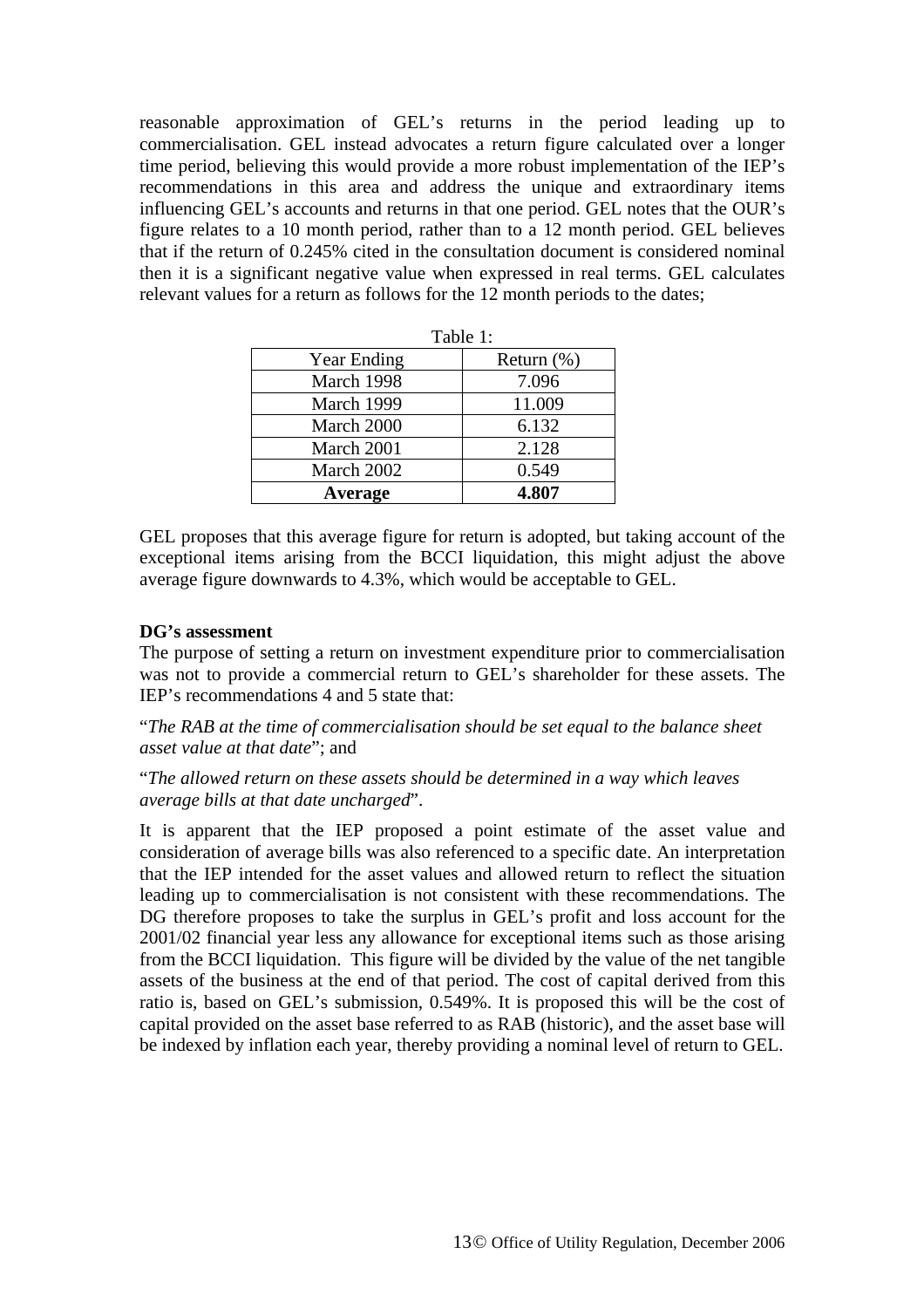reasonable approximation of GEL's returns in the period leading up to commercialisation. GEL instead advocates a return figure calculated over a longer time period, believing this would provide a more robust implementation of the IEP's recommendations in this area and address the unique and extraordinary items influencing GEL's accounts and returns in that one period. GEL notes that the OUR's figure relates to a 10 month period, rather than to a 12 month period. GEL believes that if the return of 0.245% cited in the consultation document is considered nominal then it is a significant negative value when expressed in real terms. GEL calculates relevant values for a return as follows for the 12 month periods to the dates;

Table 1:

| Year Ending | Return (%) |
|---|---|
| March 1998 | 7.096 |
| March 1999 | 11.009 |
| March 2000 | 6.132 |
| March 2001 | 2.128 |
| March 2002 | 0.549 |
| **Average** | **4.807** |

GEL proposes that this average figure for return is adopted, but taking account of the exceptional items arising from the BCCI liquidation, this might adjust the above average figure downwards to 4.3%, which would be acceptable to GEL.

**DG's assessment**

The purpose of setting a return on investment expenditure prior to commercialisation was not to provide a commercial return to GEL's shareholder for these assets. The IEP's recommendations 4 and 5 state that:

"*The RAB at the time of commercialisation should be set equal to the balance sheet asset value at that date*"; and

"*The allowed return on these assets should be determined in a way which leaves average bills at that date uncharged*".

It is apparent that the IEP proposed a point estimate of the asset value and consideration of average bills was also referenced to a specific date. An interpretation that the IEP intended for the asset values and allowed return to reflect the situation leading up to commercialisation is not consistent with these recommendations. The DG therefore proposes to take the surplus in GEL's profit and loss account for the 2001/02 financial year less any allowance for exceptional items such as those arising from the BCCI liquidation. This figure will be divided by the value of the net tangible assets of the business at the end of that period. The cost of capital derived from this ratio is, based on GEL's submission, 0.549%. It is proposed this will be the cost of capital provided on the asset base referred to as RAB (historic), and the asset base will be indexed by inflation each year, thereby providing a nominal level of return to GEL.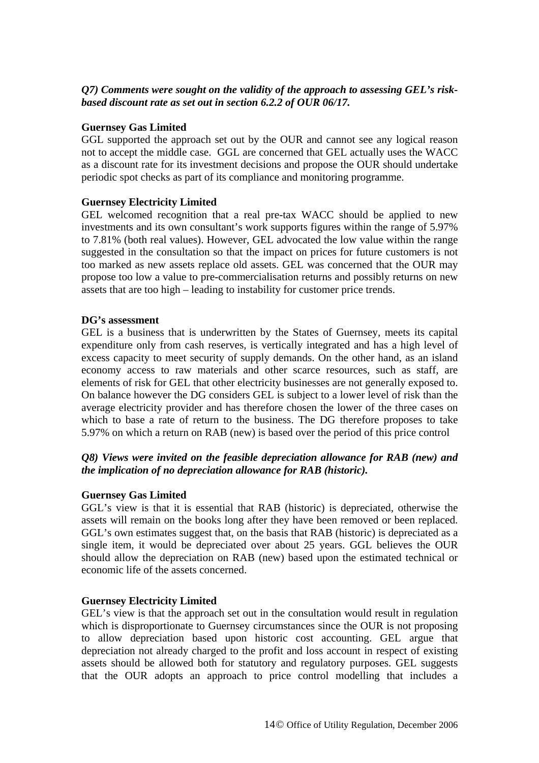***Q7) Comments were sought on the validity of the approach to assessing GEL's risk-based discount rate as set out in section 6.2.2 of OUR 06/17.***

**Guernsey Gas Limited**

GGL supported the approach set out by the OUR and cannot see any logical reason not to accept the middle case. GGL are concerned that GEL actually uses the WACC as a discount rate for its investment decisions and propose the OUR should undertake periodic spot checks as part of its compliance and monitoring programme.

**Guernsey Electricity Limited**

GEL welcomed recognition that a real pre-tax WACC should be applied to new investments and its own consultant's work supports figures within the range of 5.97% to 7.81% (both real values). However, GEL advocated the low value within the range suggested in the consultation so that the impact on prices for future customers is not too marked as new assets replace old assets. GEL was concerned that the OUR may propose too low a value to pre-commercialisation returns and possibly returns on new assets that are too high – leading to instability for customer price trends.

**DG's assessment**

GEL is a business that is underwritten by the States of Guernsey, meets its capital expenditure only from cash reserves, is vertically integrated and has a high level of excess capacity to meet security of supply demands. On the other hand, as an island economy access to raw materials and other scarce resources, such as staff, are elements of risk for GEL that other electricity businesses are not generally exposed to. On balance however the DG considers GEL is subject to a lower level of risk than the average electricity provider and has therefore chosen the lower of the three cases on which to base a rate of return to the business. The DG therefore proposes to take 5.97% on which a return on RAB (new) is based over the period of this price control

***Q8) Views were invited on the feasible depreciation allowance for RAB (new) and the implication of no depreciation allowance for RAB (historic).***

**Guernsey Gas Limited**

GGL's view is that it is essential that RAB (historic) is depreciated, otherwise the assets will remain on the books long after they have been removed or been replaced. GGL's own estimates suggest that, on the basis that RAB (historic) is depreciated as a single item, it would be depreciated over about 25 years. GGL believes the OUR should allow the depreciation on RAB (new) based upon the estimated technical or economic life of the assets concerned.

**Guernsey Electricity Limited**

GEL's view is that the approach set out in the consultation would result in regulation which is disproportionate to Guernsey circumstances since the OUR is not proposing to allow depreciation based upon historic cost accounting. GEL argue that depreciation not already charged to the profit and loss account in respect of existing assets should be allowed both for statutory and regulatory purposes. GEL suggests that the OUR adopts an approach to price control modelling that includes a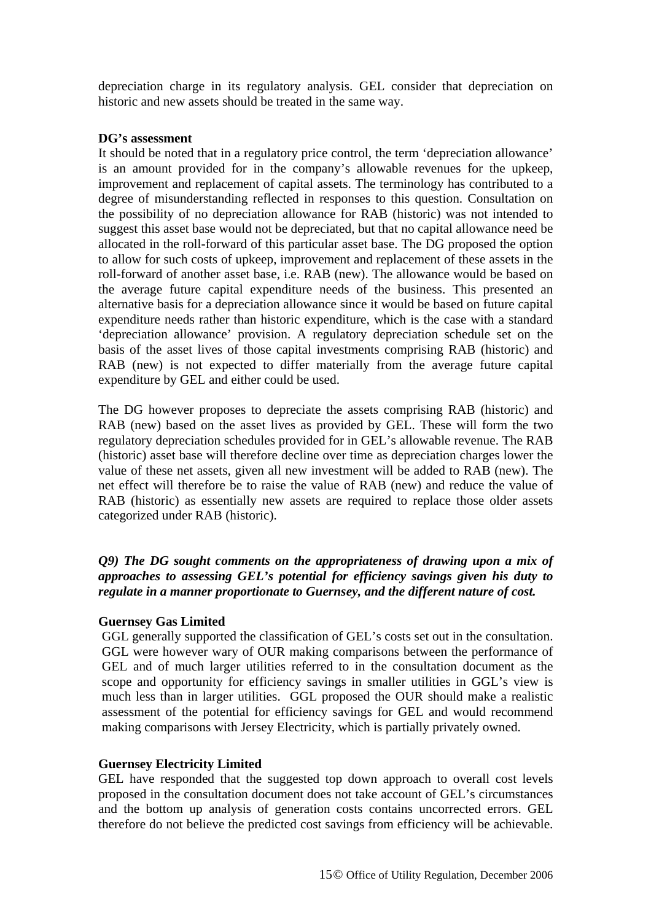depreciation charge in its regulatory analysis. GEL consider that depreciation on historic and new assets should be treated in the same way.

**DG's assessment**

It should be noted that in a regulatory price control, the term 'depreciation allowance' is an amount provided for in the company's allowable revenues for the upkeep, improvement and replacement of capital assets. The terminology has contributed to a degree of misunderstanding reflected in responses to this question. Consultation on the possibility of no depreciation allowance for RAB (historic) was not intended to suggest this asset base would not be depreciated, but that no capital allowance need be allocated in the roll-forward of this particular asset base. The DG proposed the option to allow for such costs of upkeep, improvement and replacement of these assets in the roll-forward of another asset base, i.e. RAB (new). The allowance would be based on the average future capital expenditure needs of the business. This presented an alternative basis for a depreciation allowance since it would be based on future capital expenditure needs rather than historic expenditure, which is the case with a standard 'depreciation allowance' provision. A regulatory depreciation schedule set on the basis of the asset lives of those capital investments comprising RAB (historic) and RAB (new) is not expected to differ materially from the average future capital expenditure by GEL and either could be used.

The DG however proposes to depreciate the assets comprising RAB (historic) and RAB (new) based on the asset lives as provided by GEL. These will form the two regulatory depreciation schedules provided for in GEL's allowable revenue. The RAB (historic) asset base will therefore decline over time as depreciation charges lower the value of these net assets, given all new investment will be added to RAB (new). The net effect will therefore be to raise the value of RAB (new) and reduce the value of RAB (historic) as essentially new assets are required to replace those older assets categorized under RAB (historic).

***Q9) The DG sought comments on the appropriateness of drawing upon a mix of approaches to assessing GEL's potential for efficiency savings given his duty to regulate in a manner proportionate to Guernsey, and the different nature of cost.***

**Guernsey Gas Limited**

GGL generally supported the classification of GEL's costs set out in the consultation. GGL were however wary of OUR making comparisons between the performance of GEL and of much larger utilities referred to in the consultation document as the scope and opportunity for efficiency savings in smaller utilities in GGL's view is much less than in larger utilities. GGL proposed the OUR should make a realistic assessment of the potential for efficiency savings for GEL and would recommend making comparisons with Jersey Electricity, which is partially privately owned.

**Guernsey Electricity Limited**

GEL have responded that the suggested top down approach to overall cost levels proposed in the consultation document does not take account of GEL's circumstances and the bottom up analysis of generation costs contains uncorrected errors. GEL therefore do not believe the predicted cost savings from efficiency will be achievable.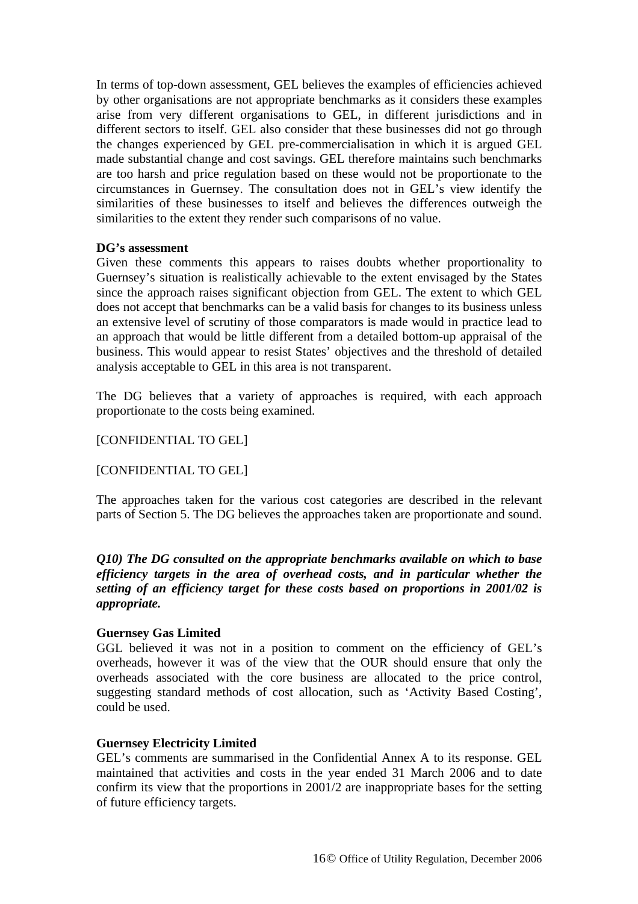In terms of top-down assessment, GEL believes the examples of efficiencies achieved by other organisations are not appropriate benchmarks as it considers these examples arise from very different organisations to GEL, in different jurisdictions and in different sectors to itself. GEL also consider that these businesses did not go through the changes experienced by GEL pre-commercialisation in which it is argued GEL made substantial change and cost savings. GEL therefore maintains such benchmarks are too harsh and price regulation based on these would not be proportionate to the circumstances in Guernsey. The consultation does not in GEL's view identify the similarities of these businesses to itself and believes the differences outweigh the similarities to the extent they render such comparisons of no value.

**DG's assessment**

Given these comments this appears to raises doubts whether proportionality to Guernsey's situation is realistically achievable to the extent envisaged by the States since the approach raises significant objection from GEL. The extent to which GEL does not accept that benchmarks can be a valid basis for changes to its business unless an extensive level of scrutiny of those comparators is made would in practice lead to an approach that would be little different from a detailed bottom-up appraisal of the business. This would appear to resist States' objectives and the threshold of detailed analysis acceptable to GEL in this area is not transparent.

The DG believes that a variety of approaches is required, with each approach proportionate to the costs being examined.

[CONFIDENTIAL TO GEL]

[CONFIDENTIAL TO GEL]

The approaches taken for the various cost categories are described in the relevant parts of Section 5. The DG believes the approaches taken are proportionate and sound.

***Q10) The DG consulted on the appropriate benchmarks available on which to base efficiency targets in the area of overhead costs, and in particular whether the setting of an efficiency target for these costs based on proportions in 2001/02 is appropriate.***

**Guernsey Gas Limited**

GGL believed it was not in a position to comment on the efficiency of GEL's overheads, however it was of the view that the OUR should ensure that only the overheads associated with the core business are allocated to the price control, suggesting standard methods of cost allocation, such as 'Activity Based Costing', could be used.

**Guernsey Electricity Limited**

GEL's comments are summarised in the Confidential Annex A to its response. GEL maintained that activities and costs in the year ended 31 March 2006 and to date confirm its view that the proportions in 2001/2 are inappropriate bases for the setting of future efficiency targets.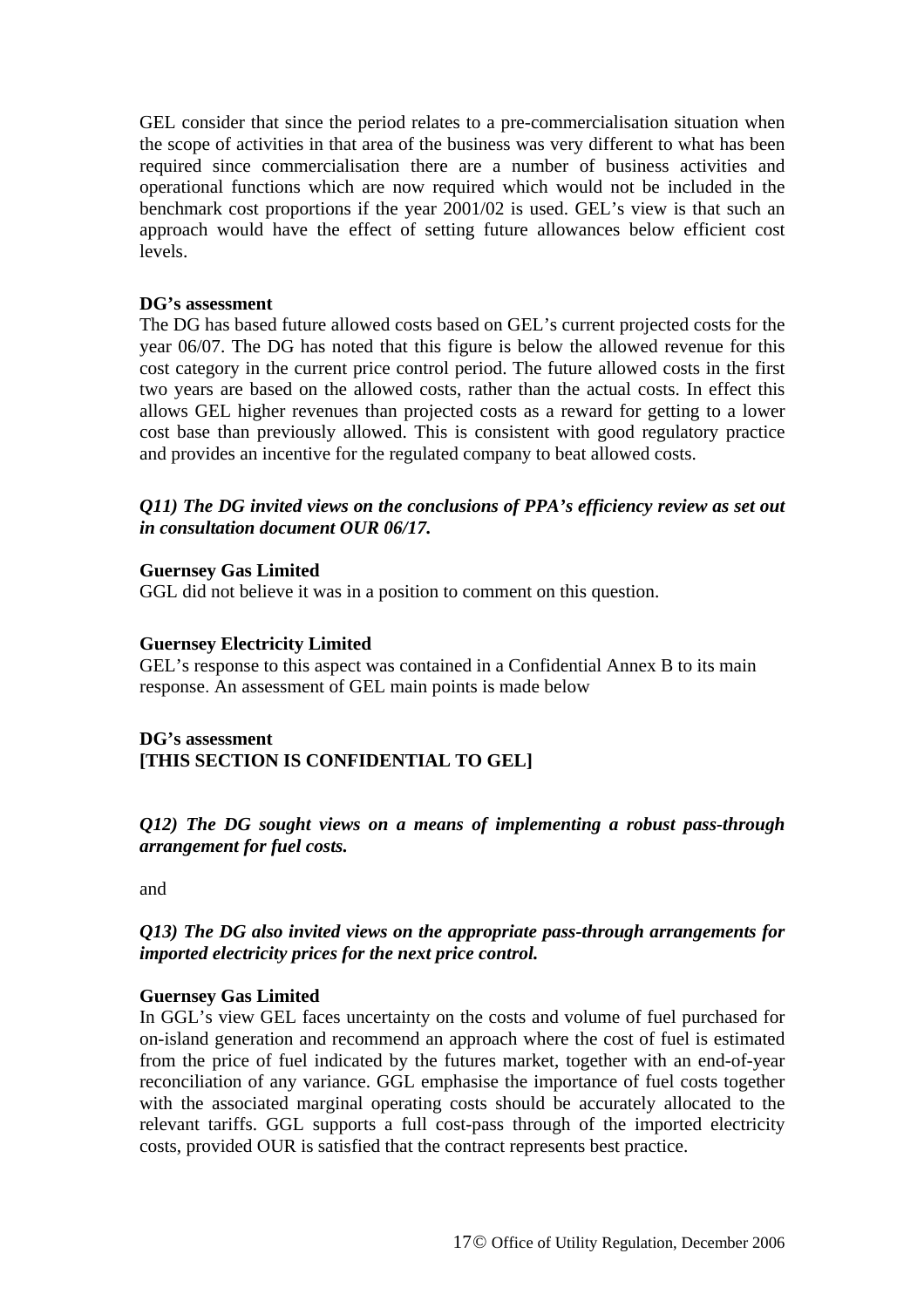GEL consider that since the period relates to a pre-commercialisation situation when the scope of activities in that area of the business was very different to what has been required since commercialisation there are a number of business activities and operational functions which are now required which would not be included in the benchmark cost proportions if the year 2001/02 is used. GEL's view is that such an approach would have the effect of setting future allowances below efficient cost levels.

**DG's assessment**

The DG has based future allowed costs based on GEL's current projected costs for the year 06/07. The DG has noted that this figure is below the allowed revenue for this cost category in the current price control period. The future allowed costs in the first two years are based on the allowed costs, rather than the actual costs. In effect this allows GEL higher revenues than projected costs as a reward for getting to a lower cost base than previously allowed. This is consistent with good regulatory practice and provides an incentive for the regulated company to beat allowed costs.

***Q11) The DG invited views on the conclusions of PPA's efficiency review as set out in consultation document OUR 06/17.***

**Guernsey Gas Limited**

GGL did not believe it was in a position to comment on this question.

**Guernsey Electricity Limited**

GEL's response to this aspect was contained in a Confidential Annex B to its main response. An assessment of GEL main points is made below

**DG's assessment**

**[THIS SECTION IS CONFIDENTIAL TO GEL]**

***Q12) The DG sought views on a means of implementing a robust pass-through arrangement for fuel costs.***

and

***Q13) The DG also invited views on the appropriate pass-through arrangements for imported electricity prices for the next price control.***

**Guernsey Gas Limited**

In GGL's view GEL faces uncertainty on the costs and volume of fuel purchased for on-island generation and recommend an approach where the cost of fuel is estimated from the price of fuel indicated by the futures market, together with an end-of-year reconciliation of any variance. GGL emphasise the importance of fuel costs together with the associated marginal operating costs should be accurately allocated to the relevant tariffs. GGL supports a full cost-pass through of the imported electricity costs, provided OUR is satisfied that the contract represents best practice.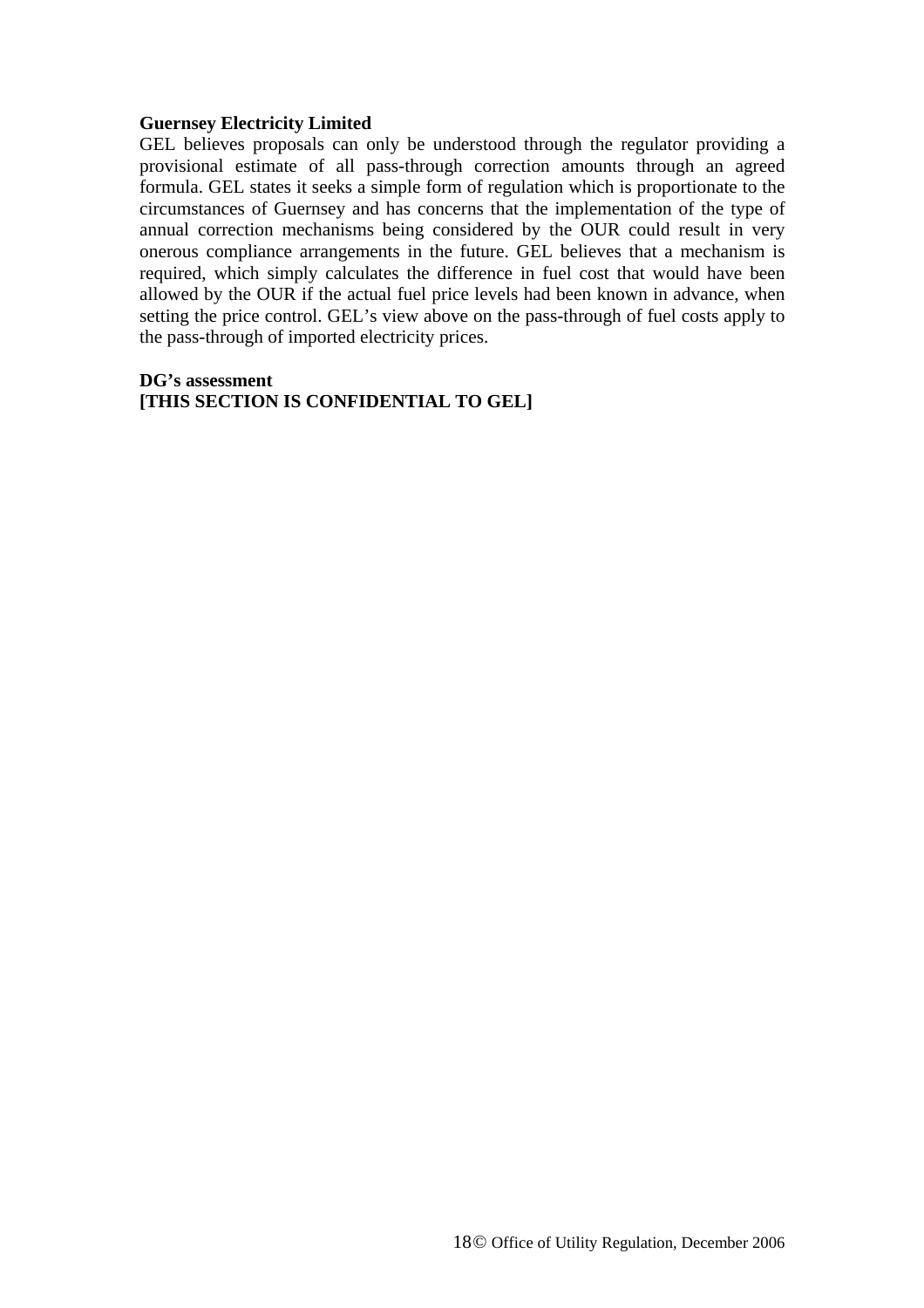**Guernsey Electricity Limited**

GEL believes proposals can only be understood through the regulator providing a provisional estimate of all pass-through correction amounts through an agreed formula. GEL states it seeks a simple form of regulation which is proportionate to the circumstances of Guernsey and has concerns that the implementation of the type of annual correction mechanisms being considered by the OUR could result in very onerous compliance arrangements in the future. GEL believes that a mechanism is required, which simply calculates the difference in fuel cost that would have been allowed by the OUR if the actual fuel price levels had been known in advance, when setting the price control. GEL's view above on the pass-through of fuel costs apply to the pass-through of imported electricity prices.

**DG's assessment**
**[THIS SECTION IS CONFIDENTIAL TO GEL]**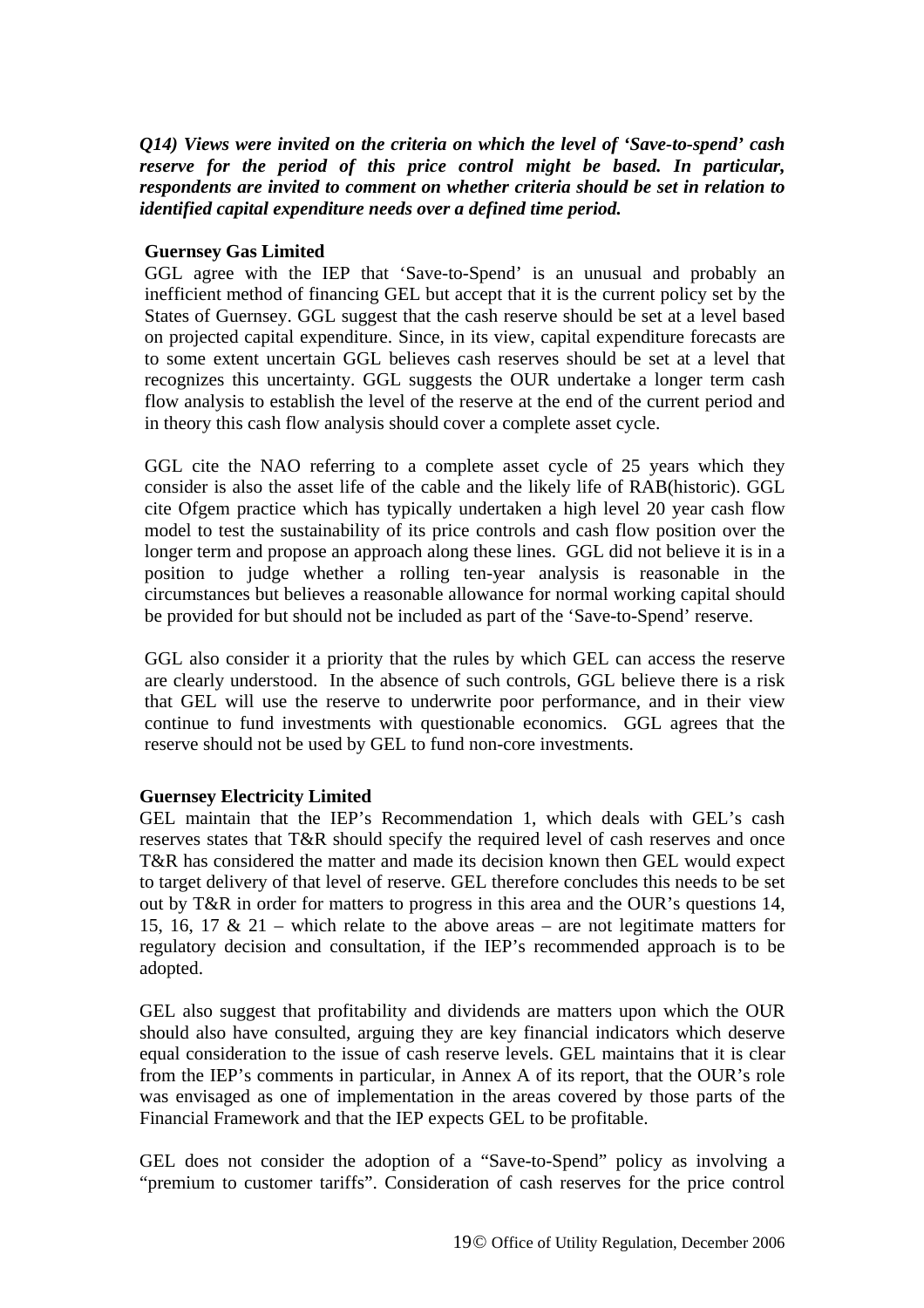***Q14) Views were invited on the criteria on which the level of 'Save-to-spend' cash reserve for the period of this price control might be based. In particular, respondents are invited to comment on whether criteria should be set in relation to identified capital expenditure needs over a defined time period.***

**Guernsey Gas Limited**

GGL agree with the IEP that 'Save-to-Spend' is an unusual and probably an inefficient method of financing GEL but accept that it is the current policy set by the States of Guernsey. GGL suggest that the cash reserve should be set at a level based on projected capital expenditure. Since, in its view, capital expenditure forecasts are to some extent uncertain GGL believes cash reserves should be set at a level that recognizes this uncertainty. GGL suggests the OUR undertake a longer term cash flow analysis to establish the level of the reserve at the end of the current period and in theory this cash flow analysis should cover a complete asset cycle.

GGL cite the NAO referring to a complete asset cycle of 25 years which they consider is also the asset life of the cable and the likely life of RAB(historic). GGL cite Ofgem practice which has typically undertaken a high level 20 year cash flow model to test the sustainability of its price controls and cash flow position over the longer term and propose an approach along these lines. GGL did not believe it is in a position to judge whether a rolling ten-year analysis is reasonable in the circumstances but believes a reasonable allowance for normal working capital should be provided for but should not be included as part of the 'Save-to-Spend' reserve.

GGL also consider it a priority that the rules by which GEL can access the reserve are clearly understood. In the absence of such controls, GGL believe there is a risk that GEL will use the reserve to underwrite poor performance, and in their view continue to fund investments with questionable economics. GGL agrees that the reserve should not be used by GEL to fund non-core investments.

**Guernsey Electricity Limited**

GEL maintain that the IEP's Recommendation 1, which deals with GEL's cash reserves states that T&R should specify the required level of cash reserves and once T&R has considered the matter and made its decision known then GEL would expect to target delivery of that level of reserve. GEL therefore concludes this needs to be set out by T&R in order for matters to progress in this area and the OUR's questions 14, 15, 16, 17 & 21 – which relate to the above areas – are not legitimate matters for regulatory decision and consultation, if the IEP's recommended approach is to be adopted.

GEL also suggest that profitability and dividends are matters upon which the OUR should also have consulted, arguing they are key financial indicators which deserve equal consideration to the issue of cash reserve levels. GEL maintains that it is clear from the IEP's comments in particular, in Annex A of its report, that the OUR's role was envisaged as one of implementation in the areas covered by those parts of the Financial Framework and that the IEP expects GEL to be profitable.

GEL does not consider the adoption of a "Save-to-Spend" policy as involving a "premium to customer tariffs". Consideration of cash reserves for the price control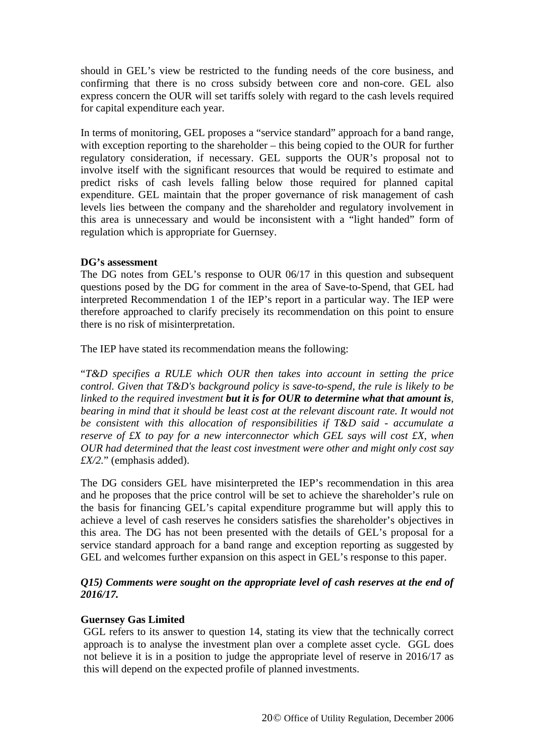should in GEL's view be restricted to the funding needs of the core business, and confirming that there is no cross subsidy between core and non-core. GEL also express concern the OUR will set tariffs solely with regard to the cash levels required for capital expenditure each year.

In terms of monitoring, GEL proposes a "service standard" approach for a band range, with exception reporting to the shareholder – this being copied to the OUR for further regulatory consideration, if necessary. GEL supports the OUR's proposal not to involve itself with the significant resources that would be required to estimate and predict risks of cash levels falling below those required for planned capital expenditure. GEL maintain that the proper governance of risk management of cash levels lies between the company and the shareholder and regulatory involvement in this area is unnecessary and would be inconsistent with a "light handed" form of regulation which is appropriate for Guernsey.

**DG's assessment**

The DG notes from GEL's response to OUR 06/17 in this question and subsequent questions posed by the DG for comment in the area of Save-to-Spend, that GEL had interpreted Recommendation 1 of the IEP's report in a particular way. The IEP were therefore approached to clarify precisely its recommendation on this point to ensure there is no risk of misinterpretation.

The IEP have stated its recommendation means the following:

"*T&D specifies a RULE which OUR then takes into account in setting the price control. Given that T&D's background policy is save-to-spend, the rule is likely to be linked to the required investment* ***but it is for OUR to determine what that amount is****, bearing in mind that it should be least cost at the relevant discount rate. It would not be consistent with this allocation of responsibilities if T&D said - accumulate a reserve of £X to pay for a new interconnector which GEL says will cost £X, when OUR had determined that the least cost investment were other and might only cost say £X/2.*" (emphasis added).

The DG considers GEL have misinterpreted the IEP's recommendation in this area and he proposes that the price control will be set to achieve the shareholder's rule on the basis for financing GEL's capital expenditure programme but will apply this to achieve a level of cash reserves he considers satisfies the shareholder's objectives in this area. The DG has not been presented with the details of GEL's proposal for a service standard approach for a band range and exception reporting as suggested by GEL and welcomes further expansion on this aspect in GEL's response to this paper.

***Q15) Comments were sought on the appropriate level of cash reserves at the end of 2016/17.***

**Guernsey Gas Limited**

GGL refers to its answer to question 14, stating its view that the technically correct approach is to analyse the investment plan over a complete asset cycle. GGL does not believe it is in a position to judge the appropriate level of reserve in 2016/17 as this will depend on the expected profile of planned investments.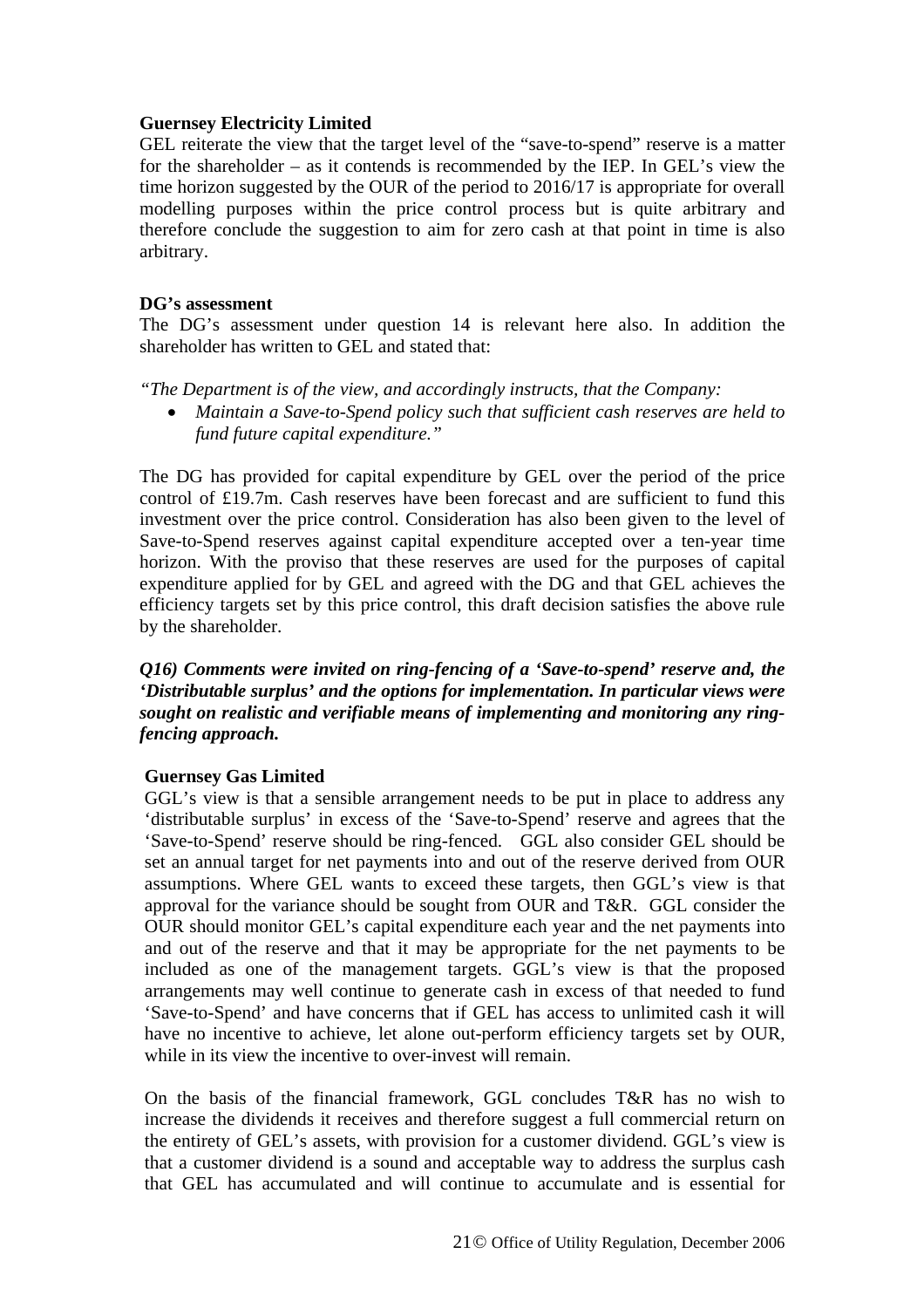**Guernsey Electricity Limited**

GEL reiterate the view that the target level of the "save-to-spend" reserve is a matter for the shareholder – as it contends is recommended by the IEP. In GEL's view the time horizon suggested by the OUR of the period to 2016/17 is appropriate for overall modelling purposes within the price control process but is quite arbitrary and therefore conclude the suggestion to aim for zero cash at that point in time is also arbitrary.

**DG's assessment**

The DG's assessment under question 14 is relevant here also. In addition the shareholder has written to GEL and stated that:

*"The Department is of the view, and accordingly instructs, that the Company:*

- *Maintain a Save-to-Spend policy such that sufficient cash reserves are held to fund future capital expenditure."*

The DG has provided for capital expenditure by GEL over the period of the price control of £19.7m. Cash reserves have been forecast and are sufficient to fund this investment over the price control. Consideration has also been given to the level of Save-to-Spend reserves against capital expenditure accepted over a ten-year time horizon. With the proviso that these reserves are used for the purposes of capital expenditure applied for by GEL and agreed with the DG and that GEL achieves the efficiency targets set by this price control, this draft decision satisfies the above rule by the shareholder.

***Q16) Comments were invited on ring-fencing of a 'Save-to-spend' reserve and, the 'Distributable surplus' and the options for implementation. In particular views were sought on realistic and verifiable means of implementing and monitoring any ring-fencing approach.***

**Guernsey Gas Limited**

GGL's view is that a sensible arrangement needs to be put in place to address any 'distributable surplus' in excess of the 'Save-to-Spend' reserve and agrees that the 'Save-to-Spend' reserve should be ring-fenced. GGL also consider GEL should be set an annual target for net payments into and out of the reserve derived from OUR assumptions. Where GEL wants to exceed these targets, then GGL's view is that approval for the variance should be sought from OUR and T&R. GGL consider the OUR should monitor GEL's capital expenditure each year and the net payments into and out of the reserve and that it may be appropriate for the net payments to be included as one of the management targets. GGL's view is that the proposed arrangements may well continue to generate cash in excess of that needed to fund 'Save-to-Spend' and have concerns that if GEL has access to unlimited cash it will have no incentive to achieve, let alone out-perform efficiency targets set by OUR, while in its view the incentive to over-invest will remain.

On the basis of the financial framework, GGL concludes T&R has no wish to increase the dividends it receives and therefore suggest a full commercial return on the entirety of GEL's assets, with provision for a customer dividend. GGL's view is that a customer dividend is a sound and acceptable way to address the surplus cash that GEL has accumulated and will continue to accumulate and is essential for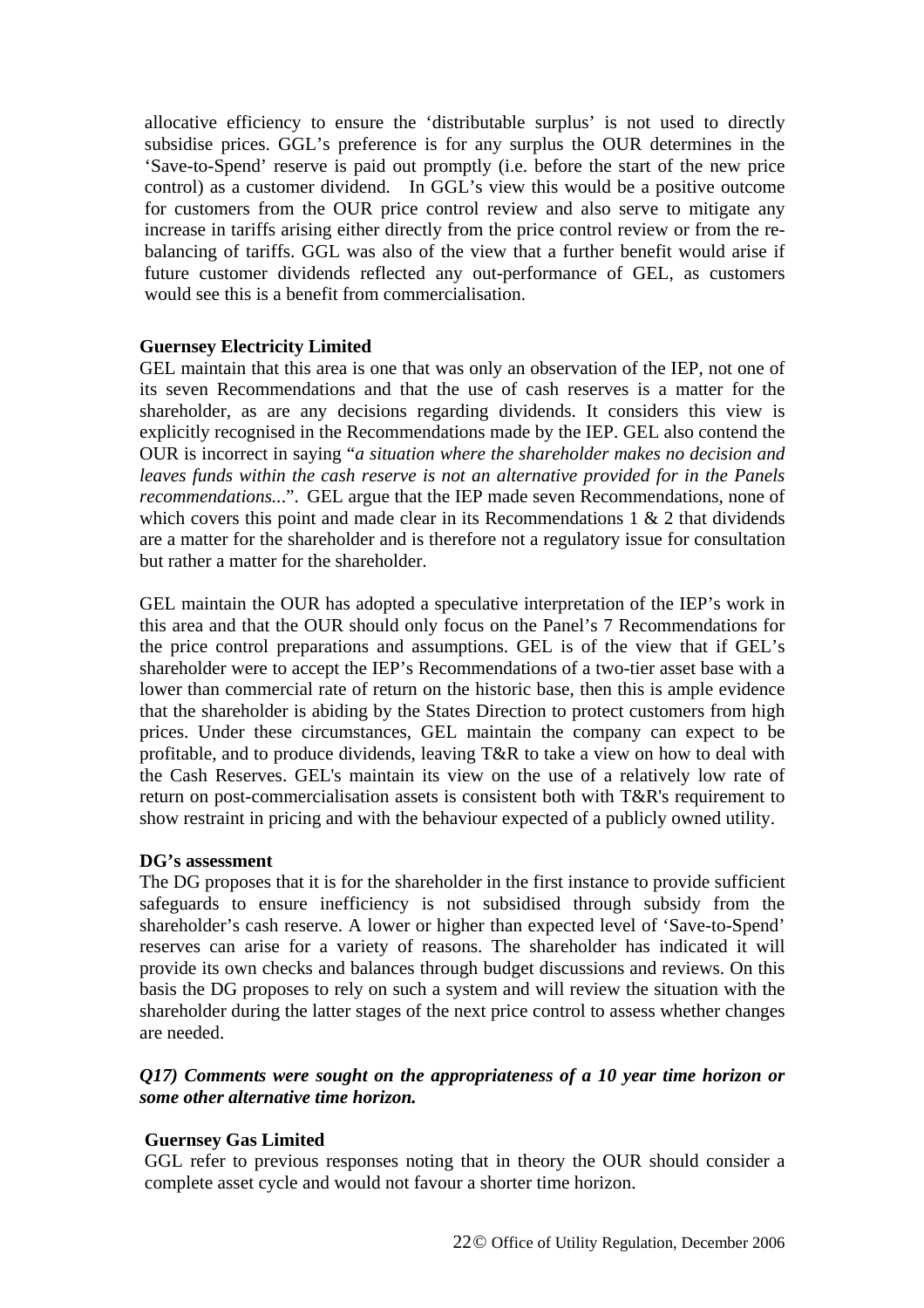allocative efficiency to ensure the 'distributable surplus' is not used to directly subsidise prices. GGL's preference is for any surplus the OUR determines in the 'Save-to-Spend' reserve is paid out promptly (i.e. before the start of the new price control) as a customer dividend. In GGL's view this would be a positive outcome for customers from the OUR price control review and also serve to mitigate any increase in tariffs arising either directly from the price control review or from the re-balancing of tariffs. GGL was also of the view that a further benefit would arise if future customer dividends reflected any out-performance of GEL, as customers would see this is a benefit from commercialisation.

**Guernsey Electricity Limited**

GEL maintain that this area is one that was only an observation of the IEP, not one of its seven Recommendations and that the use of cash reserves is a matter for the shareholder, as are any decisions regarding dividends. It considers this view is explicitly recognised in the Recommendations made by the IEP. GEL also contend the OUR is incorrect in saying "*a situation where the shareholder makes no decision and leaves funds within the cash reserve is not an alternative provided for in the Panels recommendations...*". GEL argue that the IEP made seven Recommendations, none of which covers this point and made clear in its Recommendations 1 & 2 that dividends are a matter for the shareholder and is therefore not a regulatory issue for consultation but rather a matter for the shareholder.

GEL maintain the OUR has adopted a speculative interpretation of the IEP's work in this area and that the OUR should only focus on the Panel's 7 Recommendations for the price control preparations and assumptions. GEL is of the view that if GEL's shareholder were to accept the IEP's Recommendations of a two-tier asset base with a lower than commercial rate of return on the historic base, then this is ample evidence that the shareholder is abiding by the States Direction to protect customers from high prices. Under these circumstances, GEL maintain the company can expect to be profitable, and to produce dividends, leaving T&R to take a view on how to deal with the Cash Reserves. GEL's maintain its view on the use of a relatively low rate of return on post-commercialisation assets is consistent both with T&R's requirement to show restraint in pricing and with the behaviour expected of a publicly owned utility.

**DG's assessment**

The DG proposes that it is for the shareholder in the first instance to provide sufficient safeguards to ensure inefficiency is not subsidised through subsidy from the shareholder's cash reserve. A lower or higher than expected level of 'Save-to-Spend' reserves can arise for a variety of reasons. The shareholder has indicated it will provide its own checks and balances through budget discussions and reviews. On this basis the DG proposes to rely on such a system and will review the situation with the shareholder during the latter stages of the next price control to assess whether changes are needed.

***Q17) Comments were sought on the appropriateness of a 10 year time horizon or some other alternative time horizon.***

**Guernsey Gas Limited**

GGL refer to previous responses noting that in theory the OUR should consider a complete asset cycle and would not favour a shorter time horizon.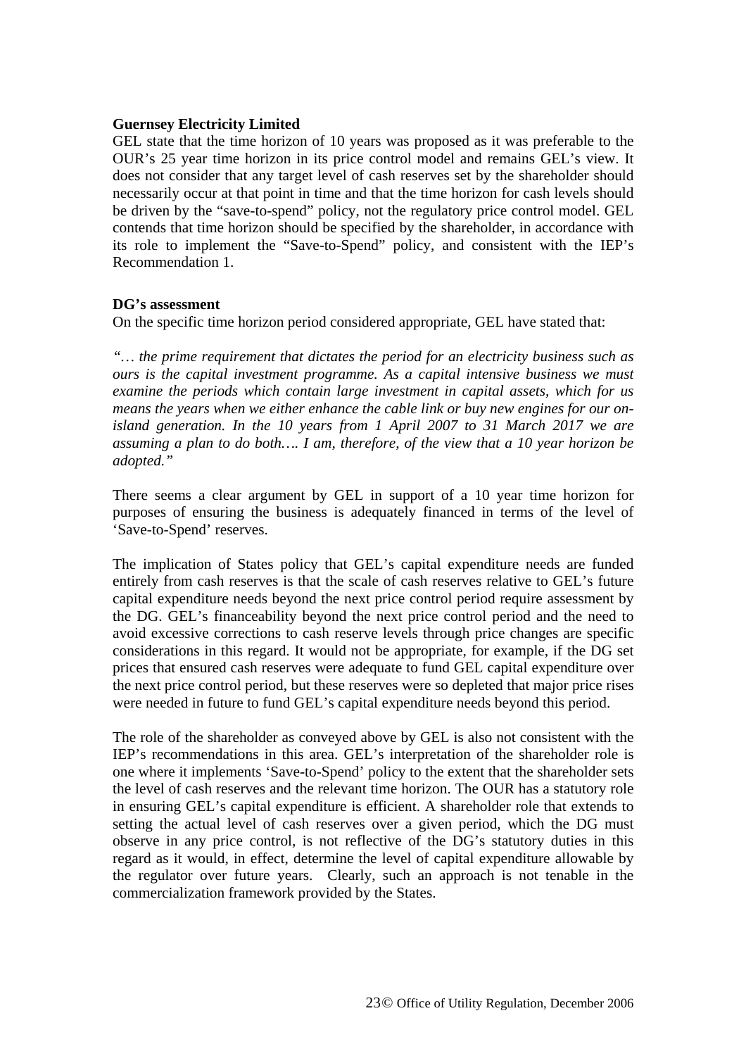**Guernsey Electricity Limited**

GEL state that the time horizon of 10 years was proposed as it was preferable to the OUR's 25 year time horizon in its price control model and remains GEL's view. It does not consider that any target level of cash reserves set by the shareholder should necessarily occur at that point in time and that the time horizon for cash levels should be driven by the "save-to-spend" policy, not the regulatory price control model. GEL contends that time horizon should be specified by the shareholder, in accordance with its role to implement the "Save-to-Spend" policy, and consistent with the IEP's Recommendation 1.

**DG's assessment**

On the specific time horizon period considered appropriate, GEL have stated that:

*"… the prime requirement that dictates the period for an electricity business such as ours is the capital investment programme. As a capital intensive business we must examine the periods which contain large investment in capital assets, which for us means the years when we either enhance the cable link or buy new engines for our on-island generation. In the 10 years from 1 April 2007 to 31 March 2017 we are assuming a plan to do both…. I am, therefore, of the view that a 10 year horizon be adopted."*

There seems a clear argument by GEL in support of a 10 year time horizon for purposes of ensuring the business is adequately financed in terms of the level of 'Save-to-Spend' reserves.

The implication of States policy that GEL's capital expenditure needs are funded entirely from cash reserves is that the scale of cash reserves relative to GEL's future capital expenditure needs beyond the next price control period require assessment by the DG. GEL's financeability beyond the next price control period and the need to avoid excessive corrections to cash reserve levels through price changes are specific considerations in this regard. It would not be appropriate, for example, if the DG set prices that ensured cash reserves were adequate to fund GEL capital expenditure over the next price control period, but these reserves were so depleted that major price rises were needed in future to fund GEL's capital expenditure needs beyond this period.

The role of the shareholder as conveyed above by GEL is also not consistent with the IEP's recommendations in this area. GEL's interpretation of the shareholder role is one where it implements 'Save-to-Spend' policy to the extent that the shareholder sets the level of cash reserves and the relevant time horizon. The OUR has a statutory role in ensuring GEL's capital expenditure is efficient. A shareholder role that extends to setting the actual level of cash reserves over a given period, which the DG must observe in any price control, is not reflective of the DG's statutory duties in this regard as it would, in effect, determine the level of capital expenditure allowable by the regulator over future years. Clearly, such an approach is not tenable in the commercialization framework provided by the States.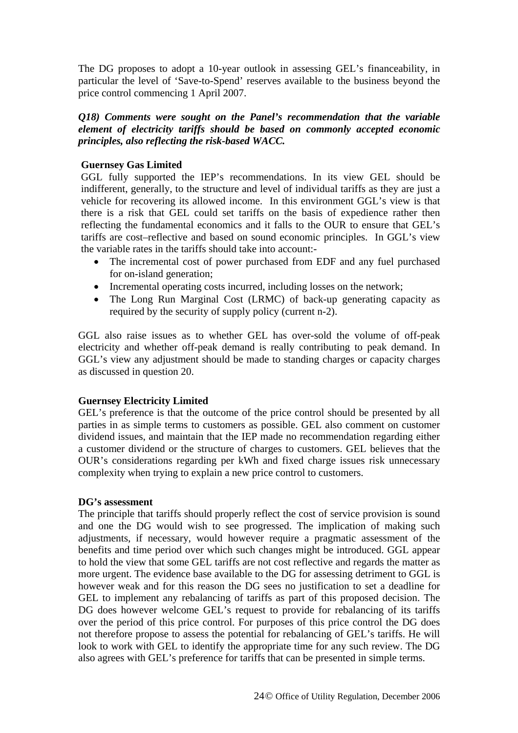The DG proposes to adopt a 10-year outlook in assessing GEL's financeability, in particular the level of 'Save-to-Spend' reserves available to the business beyond the price control commencing 1 April 2007.

***Q18) Comments were sought on the Panel's recommendation that the variable element of electricity tariffs should be based on commonly accepted economic principles, also reflecting the risk-based WACC.***

**Guernsey Gas Limited**

GGL fully supported the IEP's recommendations. In its view GEL should be indifferent, generally, to the structure and level of individual tariffs as they are just a vehicle for recovering its allowed income. In this environment GGL's view is that there is a risk that GEL could set tariffs on the basis of expedience rather then reflecting the fundamental economics and it falls to the OUR to ensure that GEL's tariffs are cost–reflective and based on sound economic principles. In GGL's view the variable rates in the tariffs should take into account:-

- The incremental cost of power purchased from EDF and any fuel purchased for on-island generation;
- Incremental operating costs incurred, including losses on the network;
- The Long Run Marginal Cost (LRMC) of back-up generating capacity as required by the security of supply policy (current n-2).

GGL also raise issues as to whether GEL has over-sold the volume of off-peak electricity and whether off-peak demand is really contributing to peak demand. In GGL's view any adjustment should be made to standing charges or capacity charges as discussed in question 20.

**Guernsey Electricity Limited**

GEL's preference is that the outcome of the price control should be presented by all parties in as simple terms to customers as possible. GEL also comment on customer dividend issues, and maintain that the IEP made no recommendation regarding either a customer dividend or the structure of charges to customers. GEL believes that the OUR's considerations regarding per kWh and fixed charge issues risk unnecessary complexity when trying to explain a new price control to customers.

**DG's assessment**

The principle that tariffs should properly reflect the cost of service provision is sound and one the DG would wish to see progressed. The implication of making such adjustments, if necessary, would however require a pragmatic assessment of the benefits and time period over which such changes might be introduced. GGL appear to hold the view that some GEL tariffs are not cost reflective and regards the matter as more urgent. The evidence base available to the DG for assessing detriment to GGL is however weak and for this reason the DG sees no justification to set a deadline for GEL to implement any rebalancing of tariffs as part of this proposed decision. The DG does however welcome GEL's request to provide for rebalancing of its tariffs over the period of this price control. For purposes of this price control the DG does not therefore propose to assess the potential for rebalancing of GEL's tariffs. He will look to work with GEL to identify the appropriate time for any such review. The DG also agrees with GEL's preference for tariffs that can be presented in simple terms.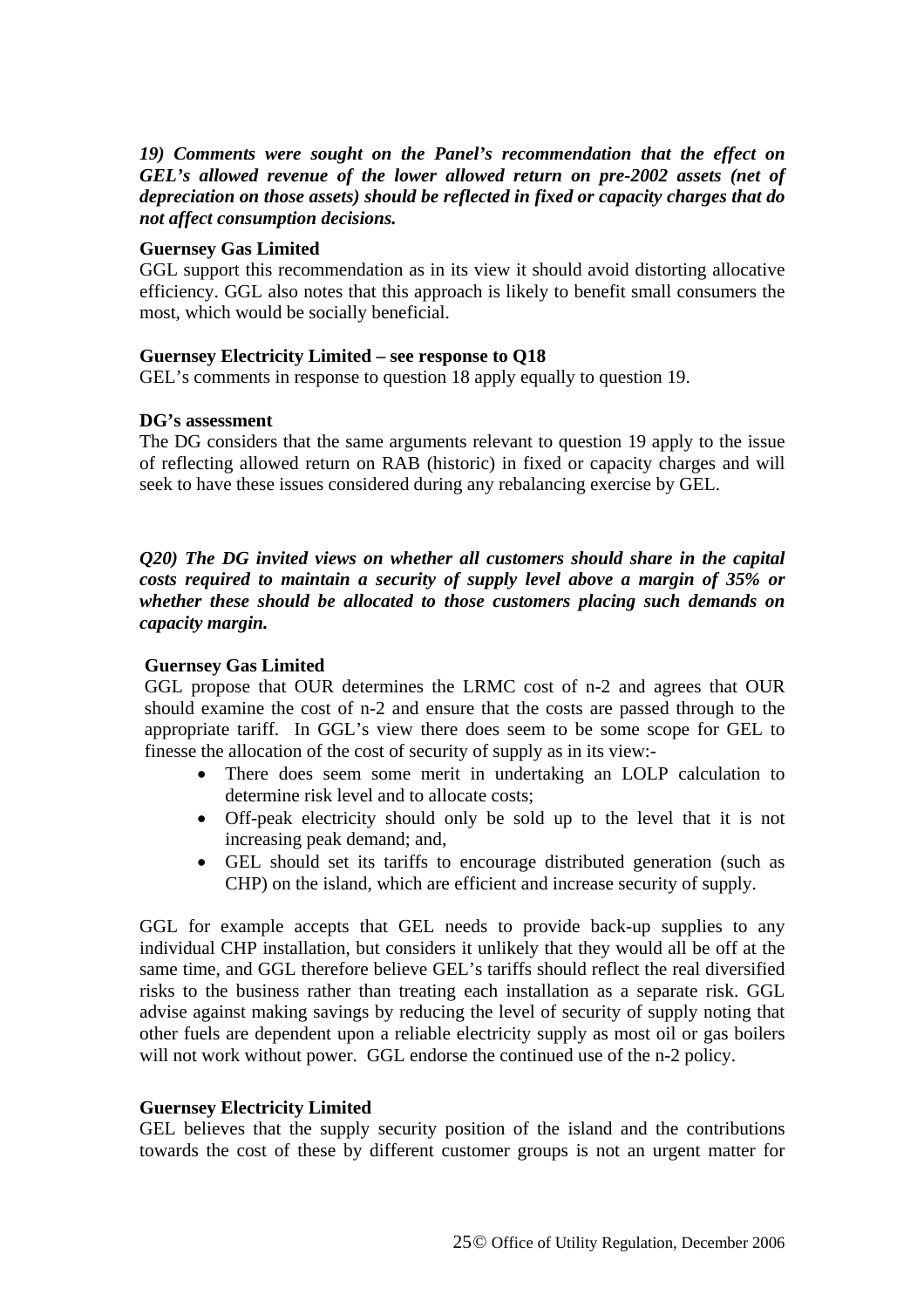***19) Comments were sought on the Panel's recommendation that the effect on GEL's allowed revenue of the lower allowed return on pre-2002 assets (net of depreciation on those assets) should be reflected in fixed or capacity charges that do not affect consumption decisions.***

**Guernsey Gas Limited**

GGL support this recommendation as in its view it should avoid distorting allocative efficiency. GGL also notes that this approach is likely to benefit small consumers the most, which would be socially beneficial.

**Guernsey Electricity Limited – see response to Q18**

GEL's comments in response to question 18 apply equally to question 19.

**DG's assessment**

The DG considers that the same arguments relevant to question 19 apply to the issue of reflecting allowed return on RAB (historic) in fixed or capacity charges and will seek to have these issues considered during any rebalancing exercise by GEL.

***Q20) The DG invited views on whether all customers should share in the capital costs required to maintain a security of supply level above a margin of 35% or whether these should be allocated to those customers placing such demands on capacity margin.***

**Guernsey Gas Limited**

GGL propose that OUR determines the LRMC cost of n-2 and agrees that OUR should examine the cost of n-2 and ensure that the costs are passed through to the appropriate tariff. In GGL's view there does seem to be some scope for GEL to finesse the allocation of the cost of security of supply as in its view:-

- There does seem some merit in undertaking an LOLP calculation to determine risk level and to allocate costs;
- Off-peak electricity should only be sold up to the level that it is not increasing peak demand; and,
- GEL should set its tariffs to encourage distributed generation (such as CHP) on the island, which are efficient and increase security of supply.

GGL for example accepts that GEL needs to provide back-up supplies to any individual CHP installation, but considers it unlikely that they would all be off at the same time, and GGL therefore believe GEL's tariffs should reflect the real diversified risks to the business rather than treating each installation as a separate risk. GGL advise against making savings by reducing the level of security of supply noting that other fuels are dependent upon a reliable electricity supply as most oil or gas boilers will not work without power. GGL endorse the continued use of the n-2 policy.

**Guernsey Electricity Limited**

GEL believes that the supply security position of the island and the contributions towards the cost of these by different customer groups is not an urgent matter for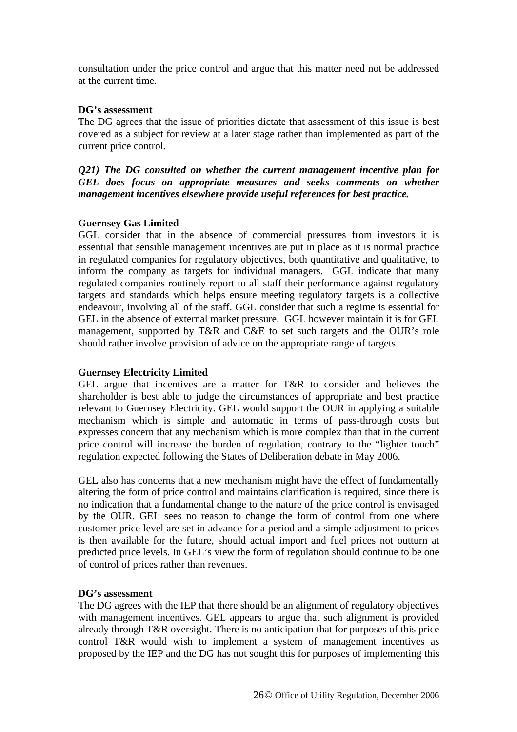consultation under the price control and argue that this matter need not be addressed at the current time.

**DG's assessment**

The DG agrees that the issue of priorities dictate that assessment of this issue is best covered as a subject for review at a later stage rather than implemented as part of the current price control.

***Q21) The DG consulted on whether the current management incentive plan for GEL does focus on appropriate measures and seeks comments on whether management incentives elsewhere provide useful references for best practice.***

**Guernsey Gas Limited**

GGL consider that in the absence of commercial pressures from investors it is essential that sensible management incentives are put in place as it is normal practice in regulated companies for regulatory objectives, both quantitative and qualitative, to inform the company as targets for individual managers. GGL indicate that many regulated companies routinely report to all staff their performance against regulatory targets and standards which helps ensure meeting regulatory targets is a collective endeavour, involving all of the staff. GGL consider that such a regime is essential for GEL in the absence of external market pressure. GGL however maintain it is for GEL management, supported by T&R and C&E to set such targets and the OUR's role should rather involve provision of advice on the appropriate range of targets.

**Guernsey Electricity Limited**

GEL argue that incentives are a matter for T&R to consider and believes the shareholder is best able to judge the circumstances of appropriate and best practice relevant to Guernsey Electricity. GEL would support the OUR in applying a suitable mechanism which is simple and automatic in terms of pass-through costs but expresses concern that any mechanism which is more complex than that in the current price control will increase the burden of regulation, contrary to the "lighter touch" regulation expected following the States of Deliberation debate in May 2006.

GEL also has concerns that a new mechanism might have the effect of fundamentally altering the form of price control and maintains clarification is required, since there is no indication that a fundamental change to the nature of the price control is envisaged by the OUR. GEL sees no reason to change the form of control from one where customer price level are set in advance for a period and a simple adjustment to prices is then available for the future, should actual import and fuel prices not outturn at predicted price levels. In GEL's view the form of regulation should continue to be one of control of prices rather than revenues.

**DG's assessment**

The DG agrees with the IEP that there should be an alignment of regulatory objectives with management incentives. GEL appears to argue that such alignment is provided already through T&R oversight. There is no anticipation that for purposes of this price control T&R would wish to implement a system of management incentives as proposed by the IEP and the DG has not sought this for purposes of implementing this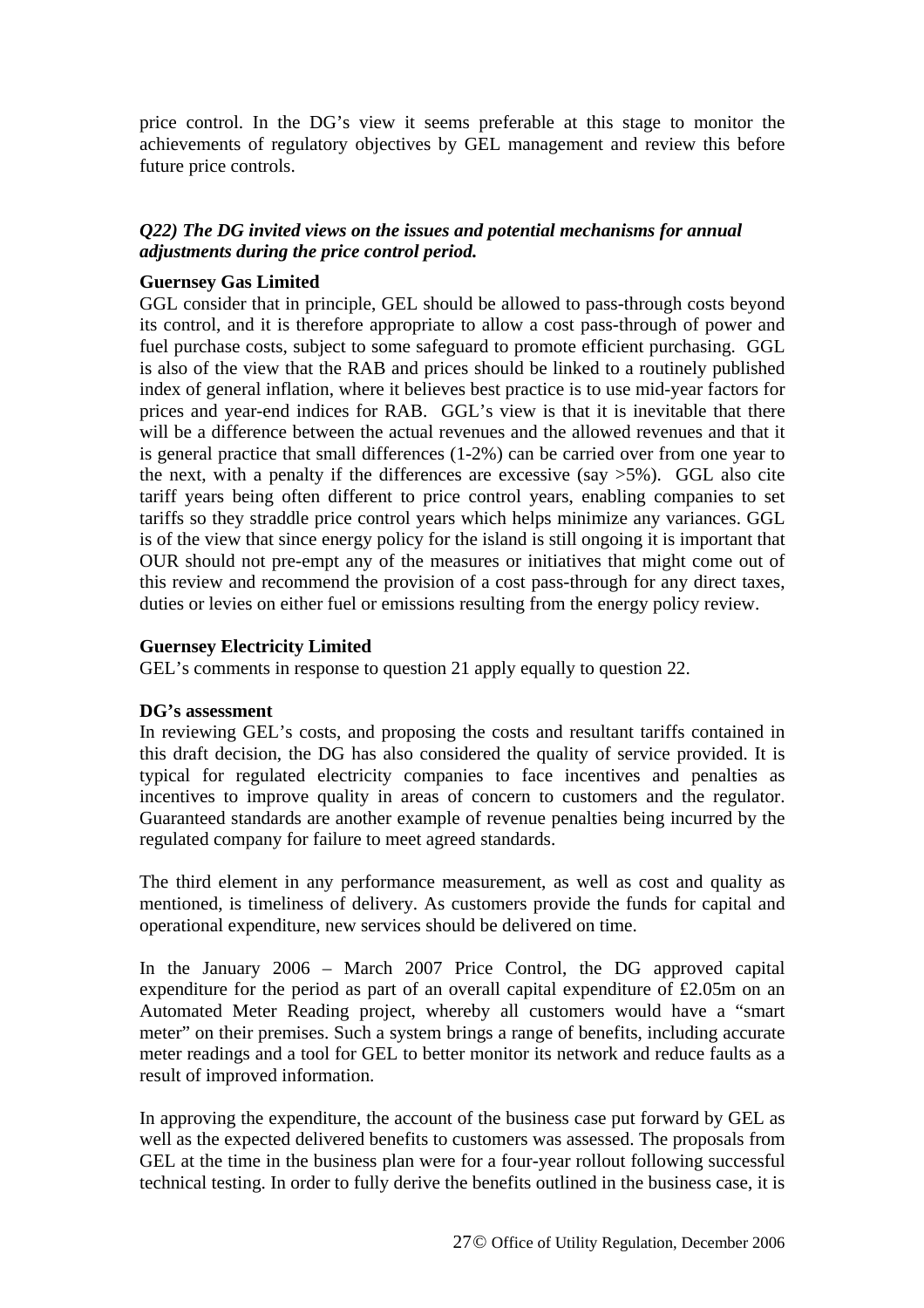price control. In the DG's view it seems preferable at this stage to monitor the achievements of regulatory objectives by GEL management and review this before future price controls.

***Q22) The DG invited views on the issues and potential mechanisms for annual adjustments during the price control period.***

**Guernsey Gas Limited**

GGL consider that in principle, GEL should be allowed to pass-through costs beyond its control, and it is therefore appropriate to allow a cost pass-through of power and fuel purchase costs, subject to some safeguard to promote efficient purchasing. GGL is also of the view that the RAB and prices should be linked to a routinely published index of general inflation, where it believes best practice is to use mid-year factors for prices and year-end indices for RAB. GGL's view is that it is inevitable that there will be a difference between the actual revenues and the allowed revenues and that it is general practice that small differences (1-2%) can be carried over from one year to the next, with a penalty if the differences are excessive (say >5%). GGL also cite tariff years being often different to price control years, enabling companies to set tariffs so they straddle price control years which helps minimize any variances. GGL is of the view that since energy policy for the island is still ongoing it is important that OUR should not pre-empt any of the measures or initiatives that might come out of this review and recommend the provision of a cost pass-through for any direct taxes, duties or levies on either fuel or emissions resulting from the energy policy review.

**Guernsey Electricity Limited**

GEL's comments in response to question 21 apply equally to question 22.

**DG's assessment**

In reviewing GEL's costs, and proposing the costs and resultant tariffs contained in this draft decision, the DG has also considered the quality of service provided. It is typical for regulated electricity companies to face incentives and penalties as incentives to improve quality in areas of concern to customers and the regulator. Guaranteed standards are another example of revenue penalties being incurred by the regulated company for failure to meet agreed standards.

The third element in any performance measurement, as well as cost and quality as mentioned, is timeliness of delivery. As customers provide the funds for capital and operational expenditure, new services should be delivered on time.

In the January 2006 – March 2007 Price Control, the DG approved capital expenditure for the period as part of an overall capital expenditure of £2.05m on an Automated Meter Reading project, whereby all customers would have a "smart meter" on their premises. Such a system brings a range of benefits, including accurate meter readings and a tool for GEL to better monitor its network and reduce faults as a result of improved information.

In approving the expenditure, the account of the business case put forward by GEL as well as the expected delivered benefits to customers was assessed. The proposals from GEL at the time in the business plan were for a four-year rollout following successful technical testing. In order to fully derive the benefits outlined in the business case, it is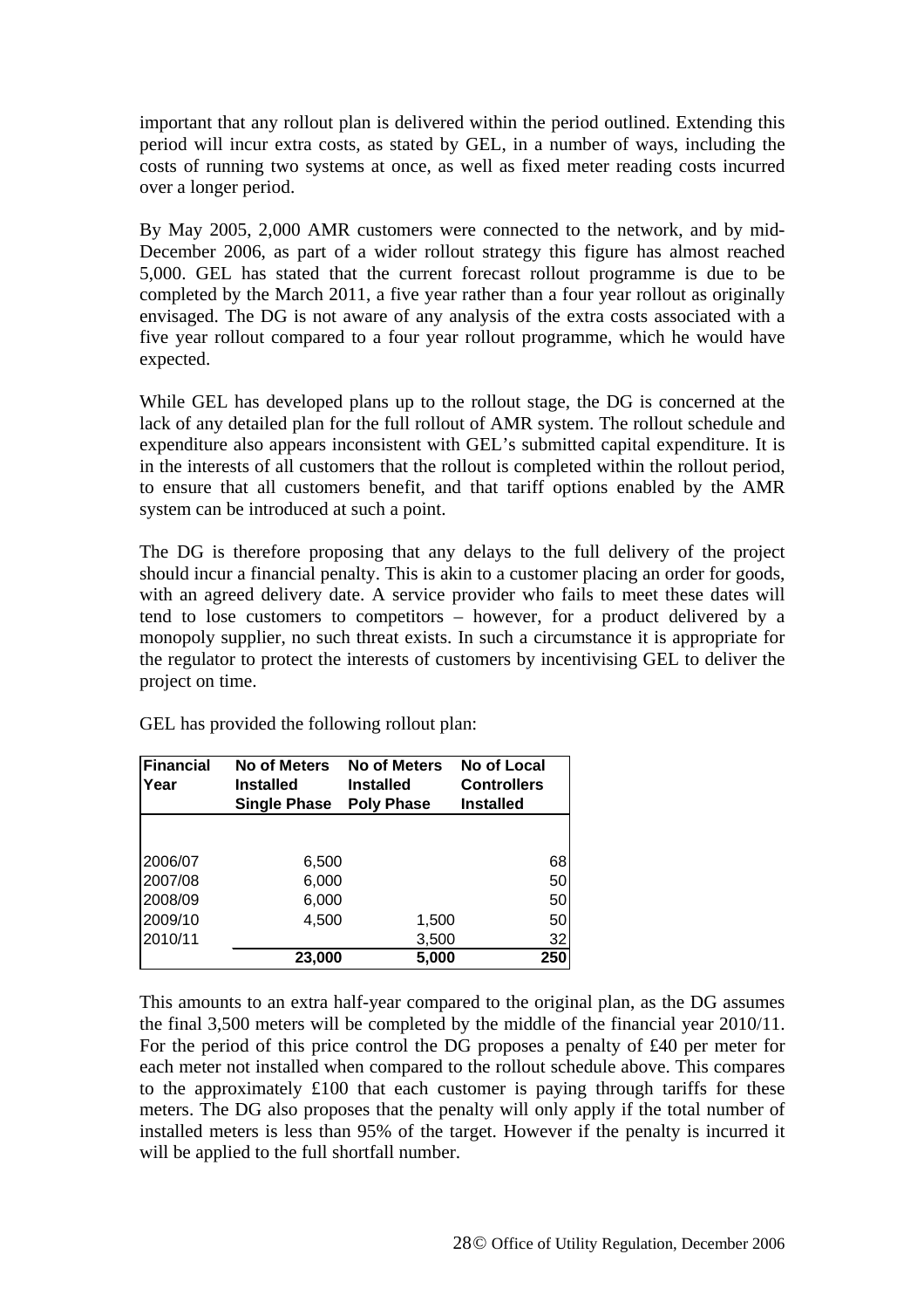important that any rollout plan is delivered within the period outlined. Extending this period will incur extra costs, as stated by GEL, in a number of ways, including the costs of running two systems at once, as well as fixed meter reading costs incurred over a longer period.

By May 2005, 2,000 AMR customers were connected to the network, and by mid-December 2006, as part of a wider rollout strategy this figure has almost reached 5,000. GEL has stated that the current forecast rollout programme is due to be completed by the March 2011, a five year rather than a four year rollout as originally envisaged. The DG is not aware of any analysis of the extra costs associated with a five year rollout compared to a four year rollout programme, which he would have expected.

While GEL has developed plans up to the rollout stage, the DG is concerned at the lack of any detailed plan for the full rollout of AMR system. The rollout schedule and expenditure also appears inconsistent with GEL's submitted capital expenditure. It is in the interests of all customers that the rollout is completed within the rollout period, to ensure that all customers benefit, and that tariff options enabled by the AMR system can be introduced at such a point.

The DG is therefore proposing that any delays to the full delivery of the project should incur a financial penalty. This is akin to a customer placing an order for goods, with an agreed delivery date. A service provider who fails to meet these dates will tend to lose customers to competitors – however, for a product delivered by a monopoly supplier, no such threat exists. In such a circumstance it is appropriate for the regulator to protect the interests of customers by incentivising GEL to deliver the project on time.

GEL has provided the following rollout plan:

| Financial Year | No of Meters Installed Single Phase | No of Meters Installed Poly Phase | No of Local Controllers Installed |
|---|---|---|---|
| 2006/07 | 6,500 | | 68 |
| 2007/08 | 6,000 | | 50 |
| 2008/09 | 6,000 | | 50 |
| 2009/10 | 4,500 | 1,500 | 50 |
| 2010/11 | | 3,500 | 32 |
| | **23,000** | **5,000** | **250** |

This amounts to an extra half-year compared to the original plan, as the DG assumes the final 3,500 meters will be completed by the middle of the financial year 2010/11. For the period of this price control the DG proposes a penalty of £40 per meter for each meter not installed when compared to the rollout schedule above. This compares to the approximately £100 that each customer is paying through tariffs for these meters. The DG also proposes that the penalty will only apply if the total number of installed meters is less than 95% of the target. However if the penalty is incurred it will be applied to the full shortfall number.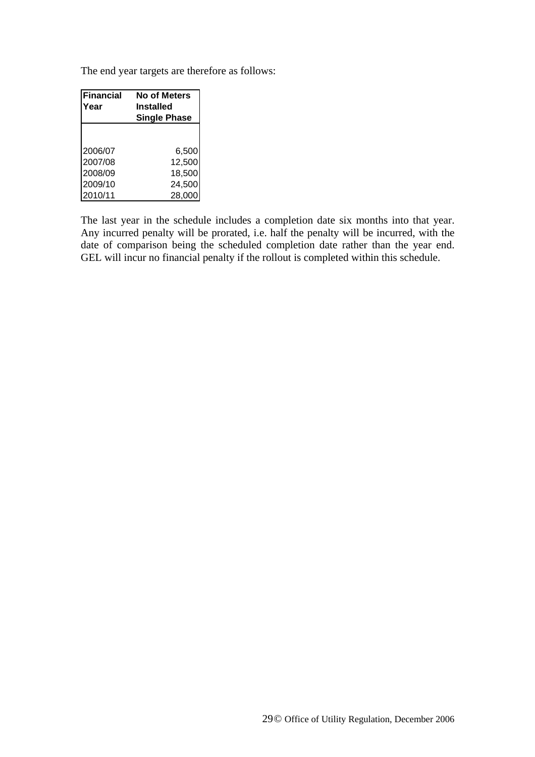The end year targets are therefore as follows:

| Financial Year | No of Meters Installed Single Phase |
|---|---|
| 2006/07 | 6,500 |
| 2007/08 | 12,500 |
| 2008/09 | 18,500 |
| 2009/10 | 24,500 |
| 2010/11 | 28,000 |

The last year in the schedule includes a completion date six months into that year. Any incurred penalty will be prorated, i.e. half the penalty will be incurred, with the date of comparison being the scheduled completion date rather than the year end. GEL will incur no financial penalty if the rollout is completed within this schedule.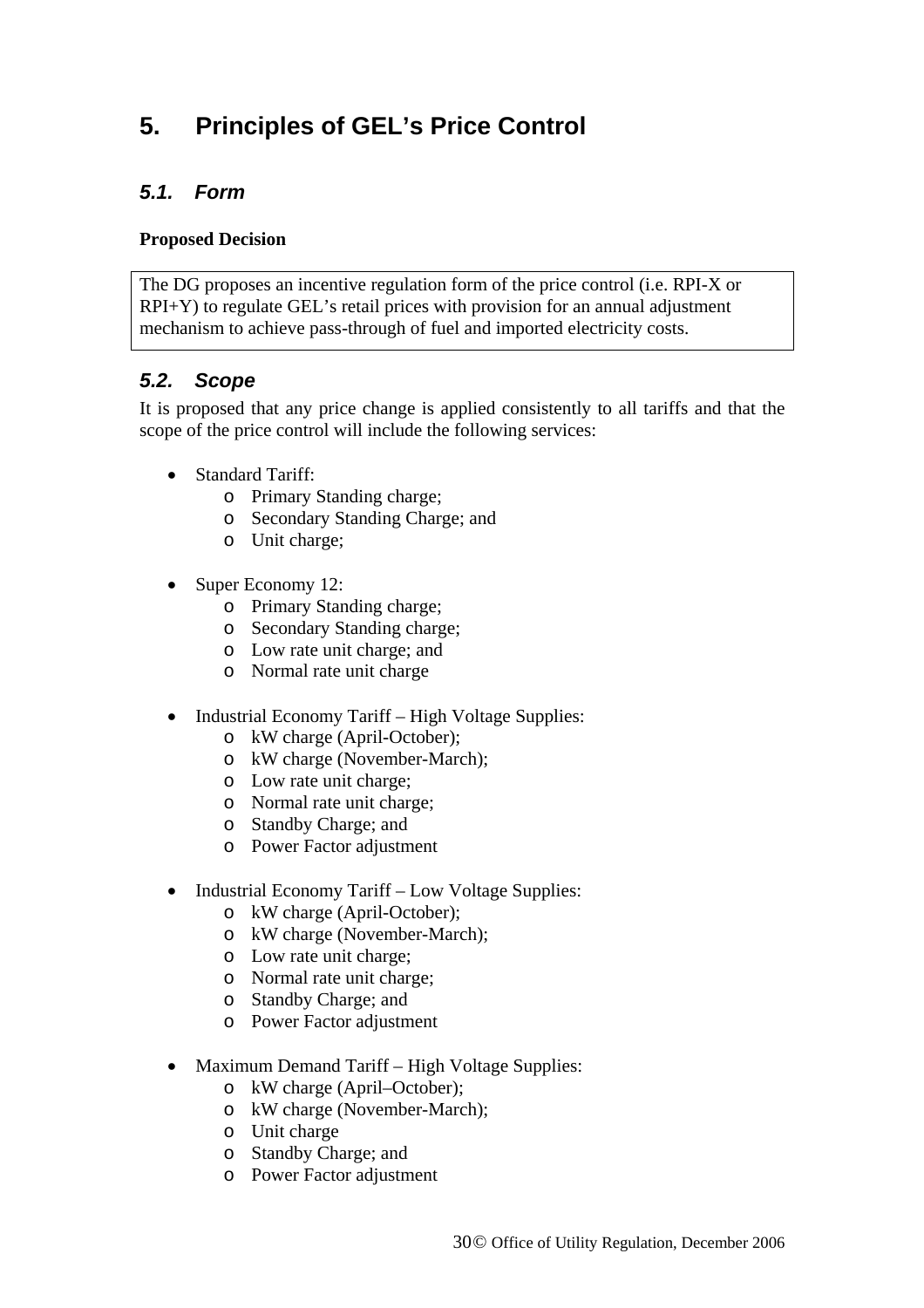# 5. Principles of GEL's Price Control

## *5.1. Form*

**Proposed Decision**

> The DG proposes an incentive regulation form of the price control (i.e. RPI-X or RPI+Y) to regulate GEL's retail prices with provision for an annual adjustment mechanism to achieve pass-through of fuel and imported electricity costs.

## *5.2. Scope*

It is proposed that any price change is applied consistently to all tariffs and that the scope of the price control will include the following services:

- Standard Tariff:
  - Primary Standing charge;
  - Secondary Standing Charge; and
  - Unit charge;

- Super Economy 12:
  - Primary Standing charge;
  - Secondary Standing charge;
  - Low rate unit charge; and
  - Normal rate unit charge

- Industrial Economy Tariff – High Voltage Supplies:
  - kW charge (April-October);
  - kW charge (November-March);
  - Low rate unit charge;
  - Normal rate unit charge;
  - Standby Charge; and
  - Power Factor adjustment

- Industrial Economy Tariff – Low Voltage Supplies:
  - kW charge (April-October);
  - kW charge (November-March);
  - Low rate unit charge;
  - Normal rate unit charge;
  - Standby Charge; and
  - Power Factor adjustment

- Maximum Demand Tariff – High Voltage Supplies:
  - kW charge (April–October);
  - kW charge (November-March);
  - Unit charge
  - Standby Charge; and
  - Power Factor adjustment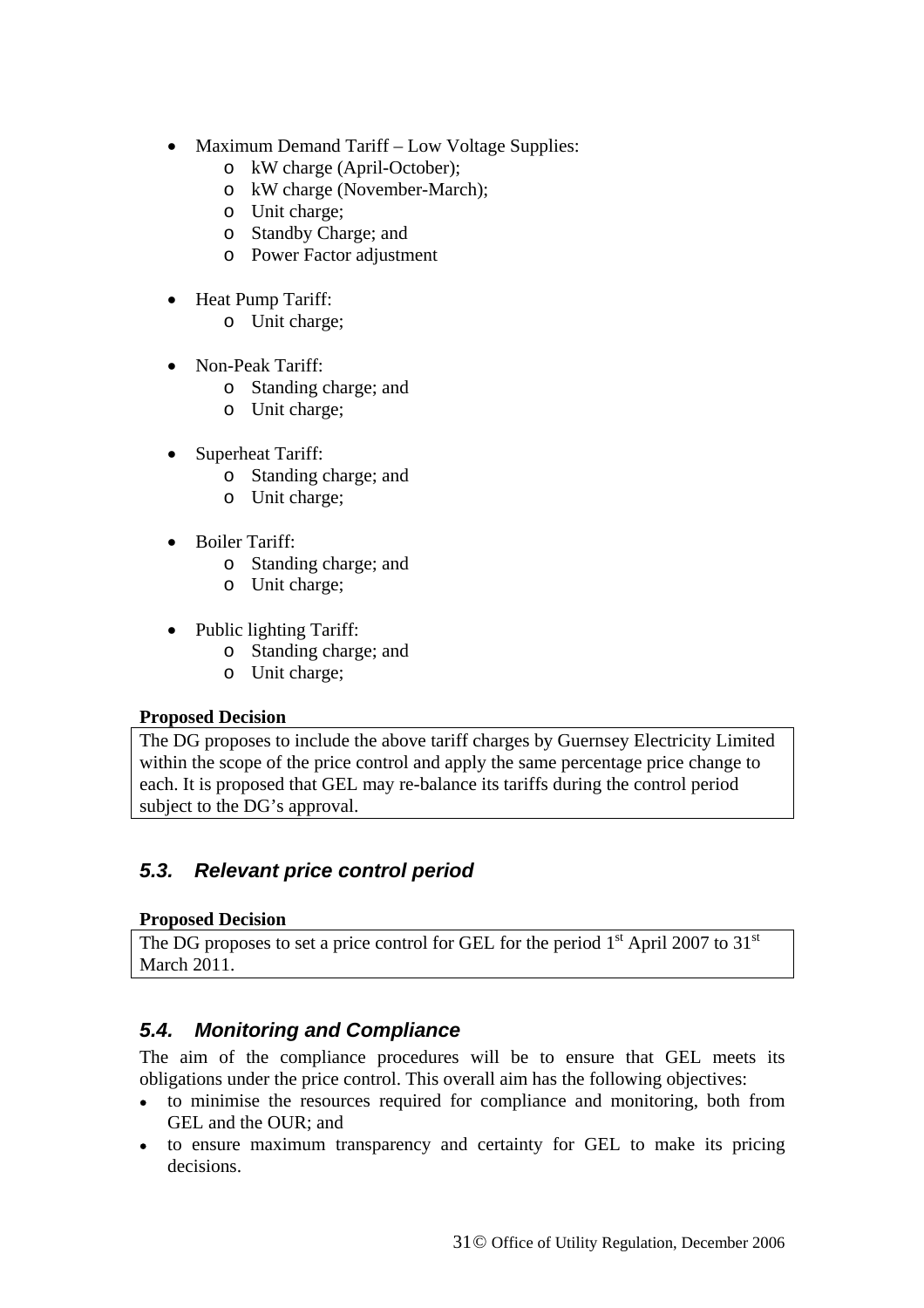- Maximum Demand Tariff – Low Voltage Supplies:
  - kW charge (April-October);
  - kW charge (November-March);
  - Unit charge;
  - Standby Charge; and
  - Power Factor adjustment

- Heat Pump Tariff:
  - Unit charge;

- Non-Peak Tariff:
  - Standing charge; and
  - Unit charge;

- Superheat Tariff:
  - Standing charge; and
  - Unit charge;

- Boiler Tariff:
  - Standing charge; and
  - Unit charge;

- Public lighting Tariff:
  - Standing charge; and
  - Unit charge;

**Proposed Decision**

The DG proposes to include the above tariff charges by Guernsey Electricity Limited within the scope of the price control and apply the same percentage price change to each. It is proposed that GEL may re-balance its tariffs during the control period subject to the DG's approval.

### *5.3. Relevant price control period*

**Proposed Decision**

The DG proposes to set a price control for GEL for the period 1st April 2007 to 31st March 2011.

### *5.4. Monitoring and Compliance*

The aim of the compliance procedures will be to ensure that GEL meets its obligations under the price control. This overall aim has the following objectives:

- to minimise the resources required for compliance and monitoring, both from GEL and the OUR; and
- to ensure maximum transparency and certainty for GEL to make its pricing decisions.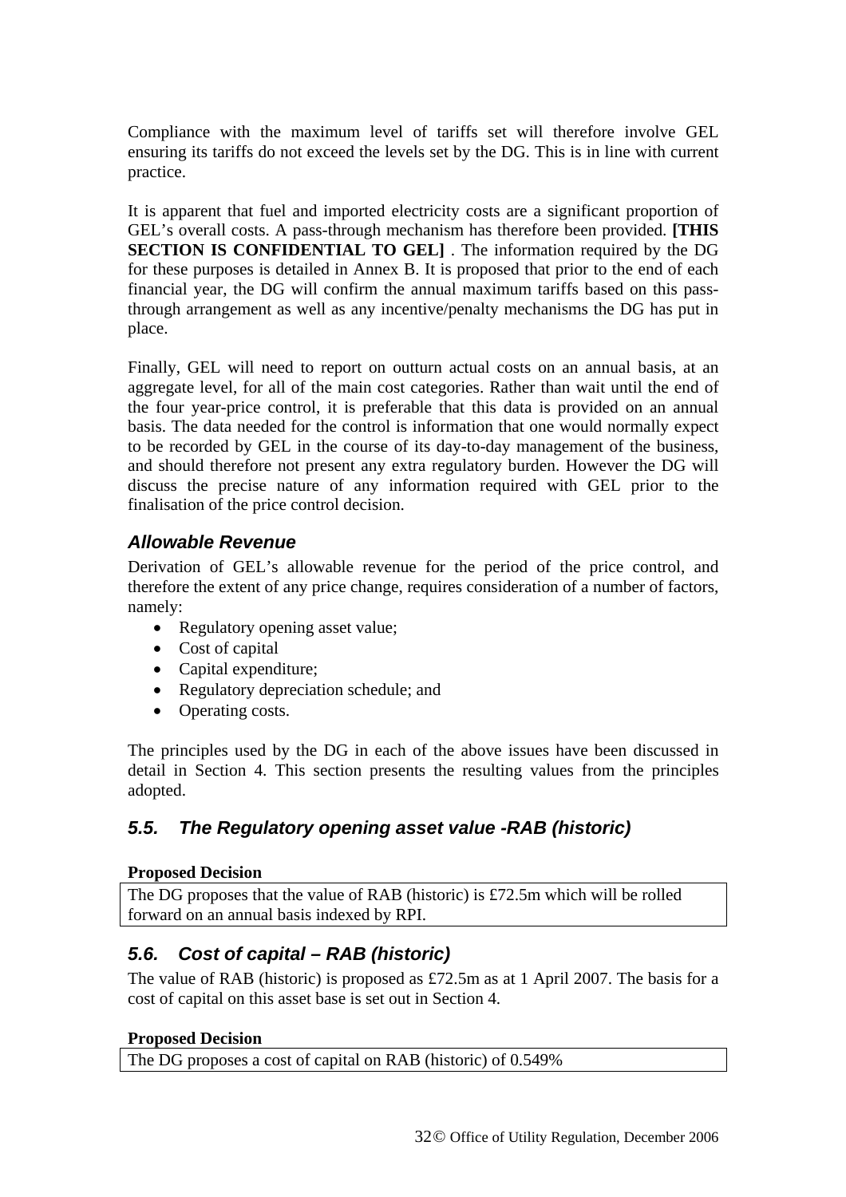Compliance with the maximum level of tariffs set will therefore involve GEL ensuring its tariffs do not exceed the levels set by the DG. This is in line with current practice.

It is apparent that fuel and imported electricity costs are a significant proportion of GEL's overall costs. A pass-through mechanism has therefore been provided. **[THIS SECTION IS CONFIDENTIAL TO GEL]** . The information required by the DG for these purposes is detailed in Annex B. It is proposed that prior to the end of each financial year, the DG will confirm the annual maximum tariffs based on this pass-through arrangement as well as any incentive/penalty mechanisms the DG has put in place.

Finally, GEL will need to report on outturn actual costs on an annual basis, at an aggregate level, for all of the main cost categories. Rather than wait until the end of the four year-price control, it is preferable that this data is provided on an annual basis. The data needed for the control is information that one would normally expect to be recorded by GEL in the course of its day-to-day management of the business, and should therefore not present any extra regulatory burden. However the DG will discuss the precise nature of any information required with GEL prior to the finalisation of the price control decision.

### *Allowable Revenue*

Derivation of GEL's allowable revenue for the period of the price control, and therefore the extent of any price change, requires consideration of a number of factors, namely:

- Regulatory opening asset value;
- Cost of capital
- Capital expenditure;
- Regulatory depreciation schedule; and
- Operating costs.

The principles used by the DG in each of the above issues have been discussed in detail in Section 4. This section presents the resulting values from the principles adopted.

## *5.5. The Regulatory opening asset value -RAB (historic)*

**Proposed Decision**

| The DG proposes that the value of RAB (historic) is £72.5m which will be rolled forward on an annual basis indexed by RPI. |
|---|

## *5.6. Cost of capital – RAB (historic)*

The value of RAB (historic) is proposed as £72.5m as at 1 April 2007. The basis for a cost of capital on this asset base is set out in Section 4.

**Proposed Decision**

| The DG proposes a cost of capital on RAB (historic) of 0.549% |
|---|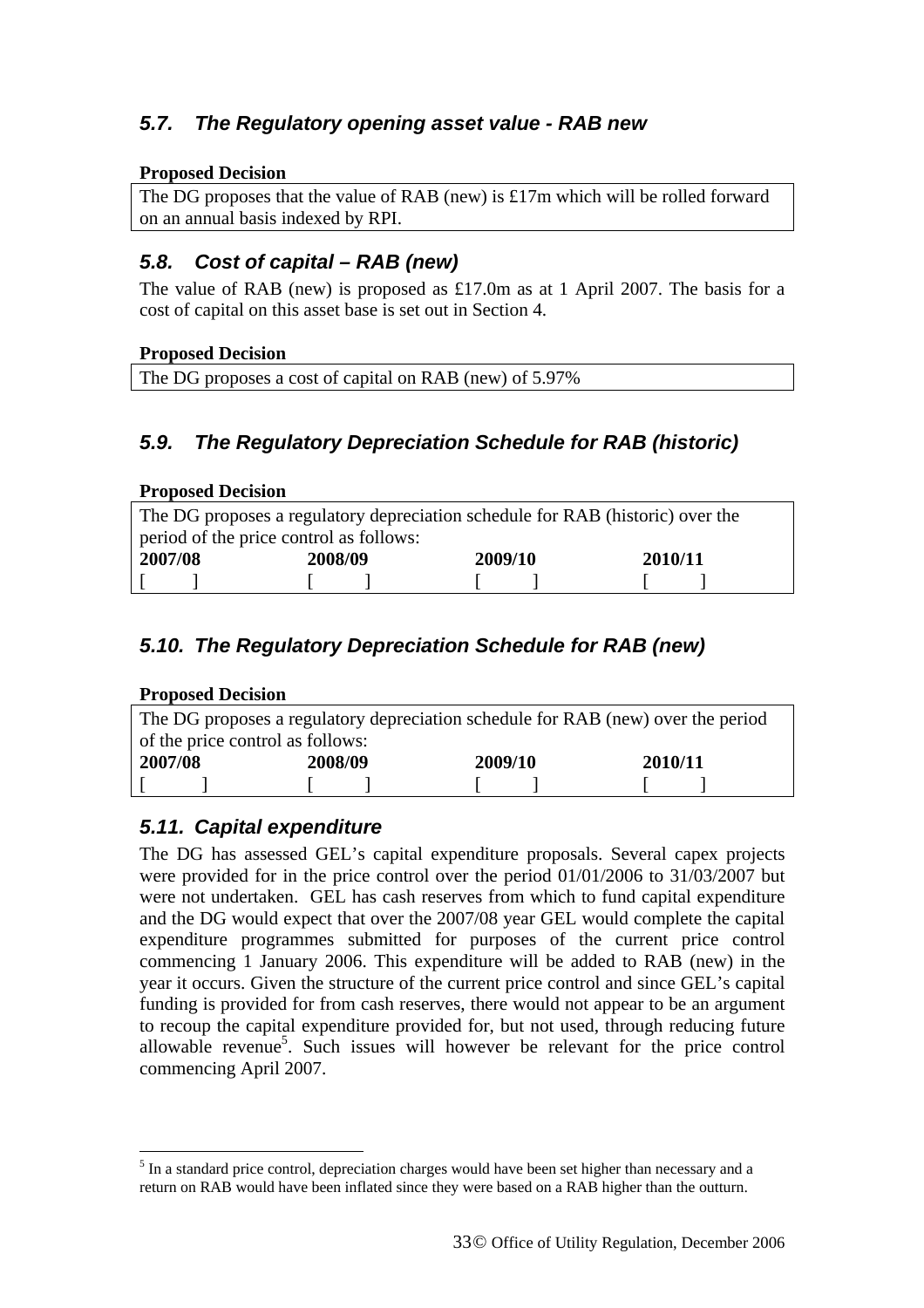## 5.7. The Regulatory opening asset value - RAB new

**Proposed Decision**

The DG proposes that the value of RAB (new) is £17m which will be rolled forward on an annual basis indexed by RPI.

## 5.8. Cost of capital – RAB (new)

The value of RAB (new) is proposed as £17.0m as at 1 April 2007. The basis for a cost of capital on this asset base is set out in Section 4.

**Proposed Decision**

The DG proposes a cost of capital on RAB (new) of 5.97%

## 5.9. The Regulatory Depreciation Schedule for RAB (historic)

**Proposed Decision**

The DG proposes a regulatory depreciation schedule for RAB (historic) over the period of the price control as follows:

| 2007/08 | 2008/09 | 2009/10 | 2010/11 |
|---|---|---|---|
| [ ] | [ ] | [ ] | [ ] |

## 5.10. The Regulatory Depreciation Schedule for RAB (new)

**Proposed Decision**

The DG proposes a regulatory depreciation schedule for RAB (new) over the period of the price control as follows:

| 2007/08 | 2008/09 | 2009/10 | 2010/11 |
|---|---|---|---|
| [ ] | [ ] | [ ] | [ ] |

## 5.11. Capital expenditure

The DG has assessed GEL's capital expenditure proposals. Several capex projects were provided for in the price control over the period 01/01/2006 to 31/03/2007 but were not undertaken. GEL has cash reserves from which to fund capital expenditure and the DG would expect that over the 2007/08 year GEL would complete the capital expenditure programmes submitted for purposes of the current price control commencing 1 January 2006. This expenditure will be added to RAB (new) in the year it occurs. Given the structure of the current price control and since GEL's capital funding is provided for from cash reserves, there would not appear to be an argument to recoup the capital expenditure provided for, but not used, through reducing future allowable revenue[5]. Such issues will however be relevant for the price control commencing April 2007.

[5] In a standard price control, depreciation charges would have been set higher than necessary and a return on RAB would have been inflated since they were based on a RAB higher than the outturn.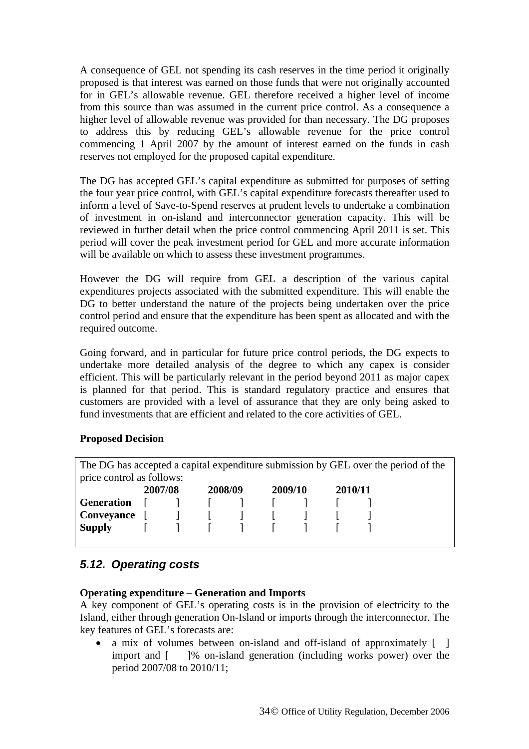A consequence of GEL not spending its cash reserves in the time period it originally proposed is that interest was earned on those funds that were not originally accounted for in GEL's allowable revenue. GEL therefore received a higher level of income from this source than was assumed in the current price control. As a consequence a higher level of allowable revenue was provided for than necessary. The DG proposes to address this by reducing GEL's allowable revenue for the price control commencing 1 April 2007 by the amount of interest earned on the funds in cash reserves not employed for the proposed capital expenditure.

The DG has accepted GEL's capital expenditure as submitted for purposes of setting the four year price control, with GEL's capital expenditure forecasts thereafter used to inform a level of Save-to-Spend reserves at prudent levels to undertake a combination of investment in on-island and interconnector generation capacity. This will be reviewed in further detail when the price control commencing April 2011 is set. This period will cover the peak investment period for GEL and more accurate information will be available on which to assess these investment programmes.

However the DG will require from GEL a description of the various capital expenditures projects associated with the submitted expenditure. This will enable the DG to better understand the nature of the projects being undertaken over the price control period and ensure that the expenditure has been spent as allocated and with the required outcome.

Going forward, and in particular for future price control periods, the DG expects to undertake more detailed analysis of the degree to which any capex is consider efficient. This will be particularly relevant in the period beyond 2011 as major capex is planned for that period. This is standard regulatory practice and ensures that customers are provided with a level of assurance that they are only being asked to fund investments that are efficient and related to the core activities of GEL.

**Proposed Decision**

The DG has accepted a capital expenditure submission by GEL over the period of the price control as follows:

| | 2007/08 | 2008/09 | 2009/10 | 2010/11 |
|---|---|---|---|---|
| **Generation** | [ ] | [ ] | [ ] | [ ] |
| **Conveyance** | [ ] | [ ] | [ ] | [ ] |
| **Supply** | [ ] | [ ] | [ ] | [ ] |

## *5.12. Operating costs*

**Operating expenditure – Generation and Imports**

A key component of GEL's operating costs is in the provision of electricity to the Island, either through generation On-Island or imports through the interconnector. The key features of GEL's forecasts are:

- a mix of volumes between on-island and off-island of approximately [ ] import and [ ]% on-island generation (including works power) over the period 2007/08 to 2010/11;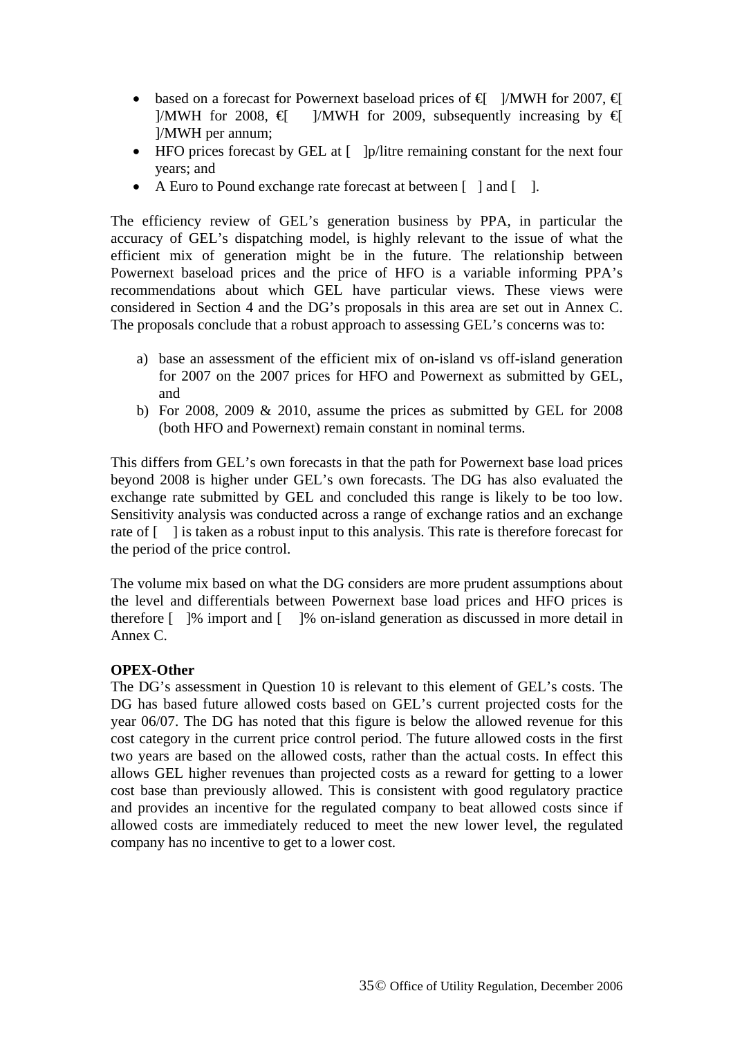- based on a forecast for Powernext baseload prices of €[ ]/MWH for 2007, €[ ]/MWH for 2008, €[ ]/MWH for 2009, subsequently increasing by €[ ]/MWH per annum;
- HFO prices forecast by GEL at [ ]p/litre remaining constant for the next four years; and
- A Euro to Pound exchange rate forecast at between [ ] and [ ].

The efficiency review of GEL's generation business by PPA, in particular the accuracy of GEL's dispatching model, is highly relevant to the issue of what the efficient mix of generation might be in the future. The relationship between Powernext baseload prices and the price of HFO is a variable informing PPA's recommendations about which GEL have particular views. These views were considered in Section 4 and the DG's proposals in this area are set out in Annex C. The proposals conclude that a robust approach to assessing GEL's concerns was to:

a) base an assessment of the efficient mix of on-island vs off-island generation for 2007 on the 2007 prices for HFO and Powernext as submitted by GEL, and
b) For 2008, 2009 & 2010, assume the prices as submitted by GEL for 2008 (both HFO and Powernext) remain constant in nominal terms.

This differs from GEL's own forecasts in that the path for Powernext base load prices beyond 2008 is higher under GEL's own forecasts. The DG has also evaluated the exchange rate submitted by GEL and concluded this range is likely to be too low. Sensitivity analysis was conducted across a range of exchange ratios and an exchange rate of [ ] is taken as a robust input to this analysis. This rate is therefore forecast for the period of the price control.

The volume mix based on what the DG considers are more prudent assumptions about the level and differentials between Powernext base load prices and HFO prices is therefore [ ]% import and [ ]% on-island generation as discussed in more detail in Annex C.

**OPEX-Other**

The DG's assessment in Question 10 is relevant to this element of GEL's costs. The DG has based future allowed costs based on GEL's current projected costs for the year 06/07. The DG has noted that this figure is below the allowed revenue for this cost category in the current price control period. The future allowed costs in the first two years are based on the allowed costs, rather than the actual costs. In effect this allows GEL higher revenues than projected costs as a reward for getting to a lower cost base than previously allowed. This is consistent with good regulatory practice and provides an incentive for the regulated company to beat allowed costs since if allowed costs are immediately reduced to meet the new lower level, the regulated company has no incentive to get to a lower cost.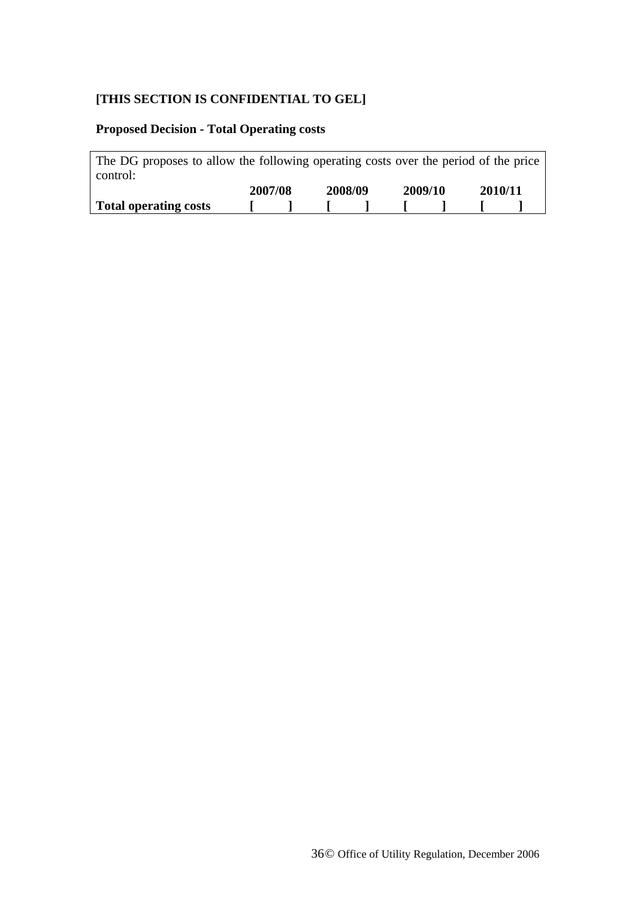**[THIS SECTION IS CONFIDENTIAL TO GEL]**

**Proposed Decision - Total Operating costs**

The DG proposes to allow the following operating costs over the period of the price control:

| | 2007/08 | 2008/09 | 2009/10 | 2010/11 |
|---|---|---|---|---|
| **Total operating costs** | **[ ]** | **[ ]** | **[ ]** | **[ ]** |

© Office of Utility Regulation, December 2006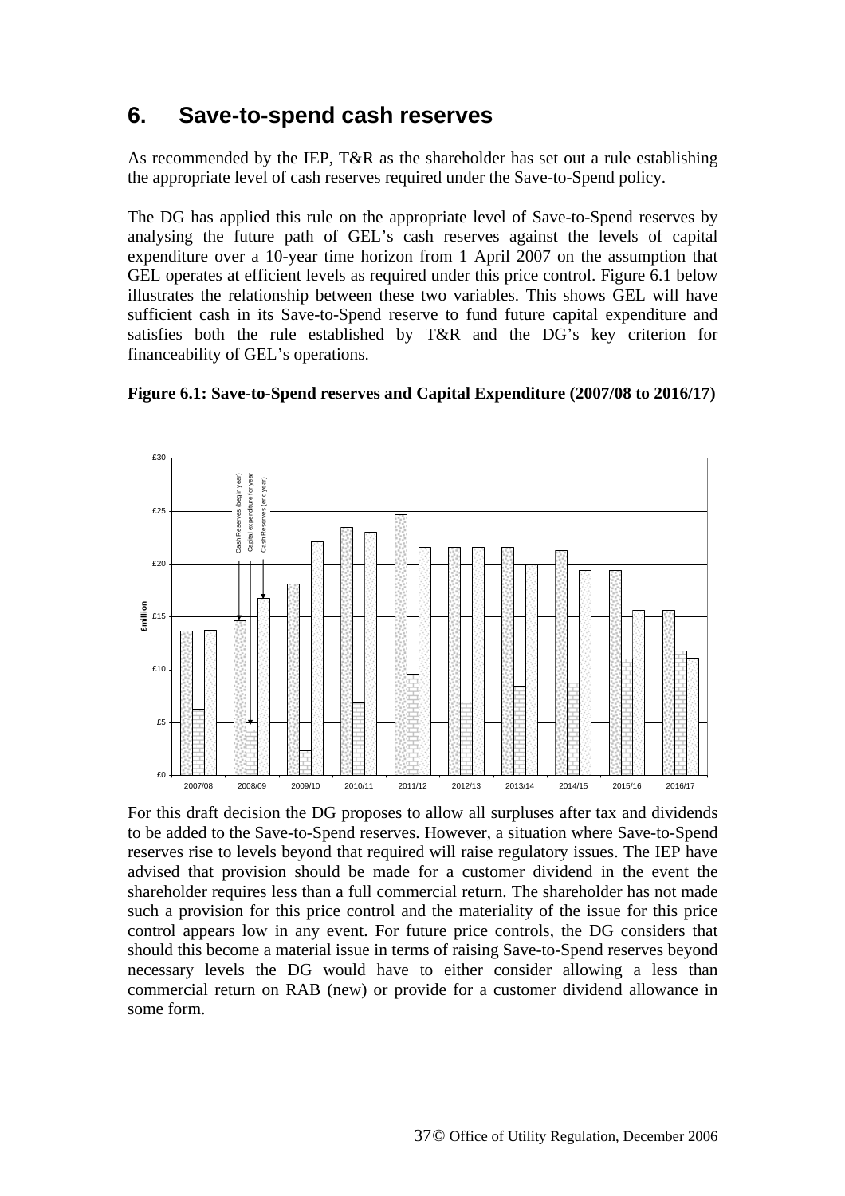# 6. Save-to-spend cash reserves

As recommended by the IEP, T&R as the shareholder has set out a rule establishing the appropriate level of cash reserves required under the Save-to-Spend policy.

The DG has applied this rule on the appropriate level of Save-to-Spend reserves by analysing the future path of GEL's cash reserves against the levels of capital expenditure over a 10-year time horizon from 1 April 2007 on the assumption that GEL operates at efficient levels as required under this price control. Figure 6.1 below illustrates the relationship between these two variables. This shows GEL will have sufficient cash in its Save-to-Spend reserve to fund future capital expenditure and satisfies both the rule established by T&R and the DG's key criterion for financeability of GEL's operations.

**Figure 6.1: Save-to-Spend reserves and Capital Expenditure (2007/08 to 2016/17)**

For this draft decision the DG proposes to allow all surpluses after tax and dividends to be added to the Save-to-Spend reserves. However, a situation where Save-to-Spend reserves rise to levels beyond that required will raise regulatory issues. The IEP have advised that provision should be made for a customer dividend in the event the shareholder requires less than a full commercial return. The shareholder has not made such a provision for this price control and the materiality of the issue for this price control appears low in any event. For future price controls, the DG considers that should this become a material issue in terms of raising Save-to-Spend reserves beyond necessary levels the DG would have to either consider allowing a less than commercial return on RAB (new) or provide for a customer dividend allowance in some form.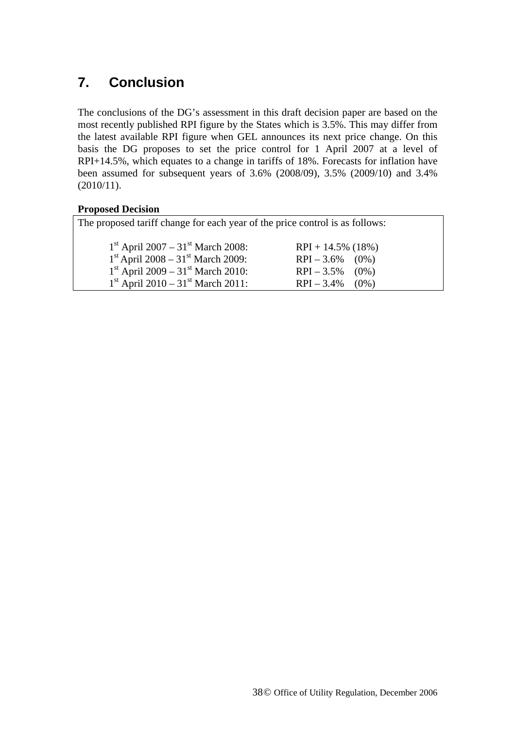## 7. Conclusion

The conclusions of the DG's assessment in this draft decision paper are based on the most recently published RPI figure by the States which is 3.5%. This may differ from the latest available RPI figure when GEL announces its next price change. On this basis the DG proposes to set the price control for 1 April 2007 at a level of RPI+14.5%, which equates to a change in tariffs of 18%. Forecasts for inflation have been assumed for subsequent years of 3.6% (2008/09), 3.5% (2009/10) and 3.4% (2010/11).

**Proposed Decision**

The proposed tariff change for each year of the price control is as follows:

| Period | Tariff change |
|---|---|
| 1st April 2007 – 31st March 2008: | RPI + 14.5% (18%) |
| 1st April 2008 – 31st March 2009: | RPI – 3.6% (0%) |
| 1st April 2009 – 31st March 2010: | RPI – 3.5% (0%) |
| 1st April 2010 – 31st March 2011: | RPI – 3.4% (0%) |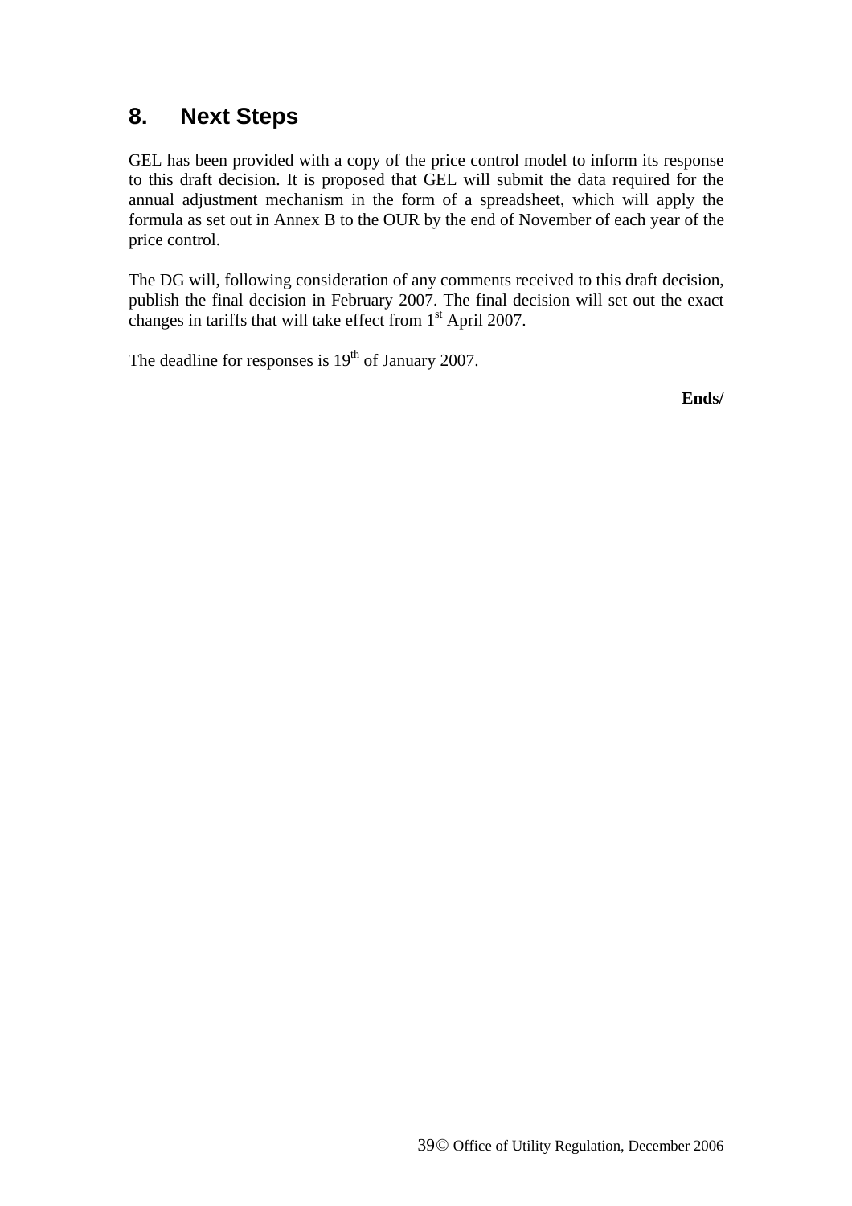## 8. Next Steps

GEL has been provided with a copy of the price control model to inform its response to this draft decision. It is proposed that GEL will submit the data required for the annual adjustment mechanism in the form of a spreadsheet, which will apply the formula as set out in Annex B to the OUR by the end of November of each year of the price control.

The DG will, following consideration of any comments received to this draft decision, publish the final decision in February 2007. The final decision will set out the exact changes in tariffs that will take effect from 1st April 2007.

The deadline for responses is 19th of January 2007.

**Ends/**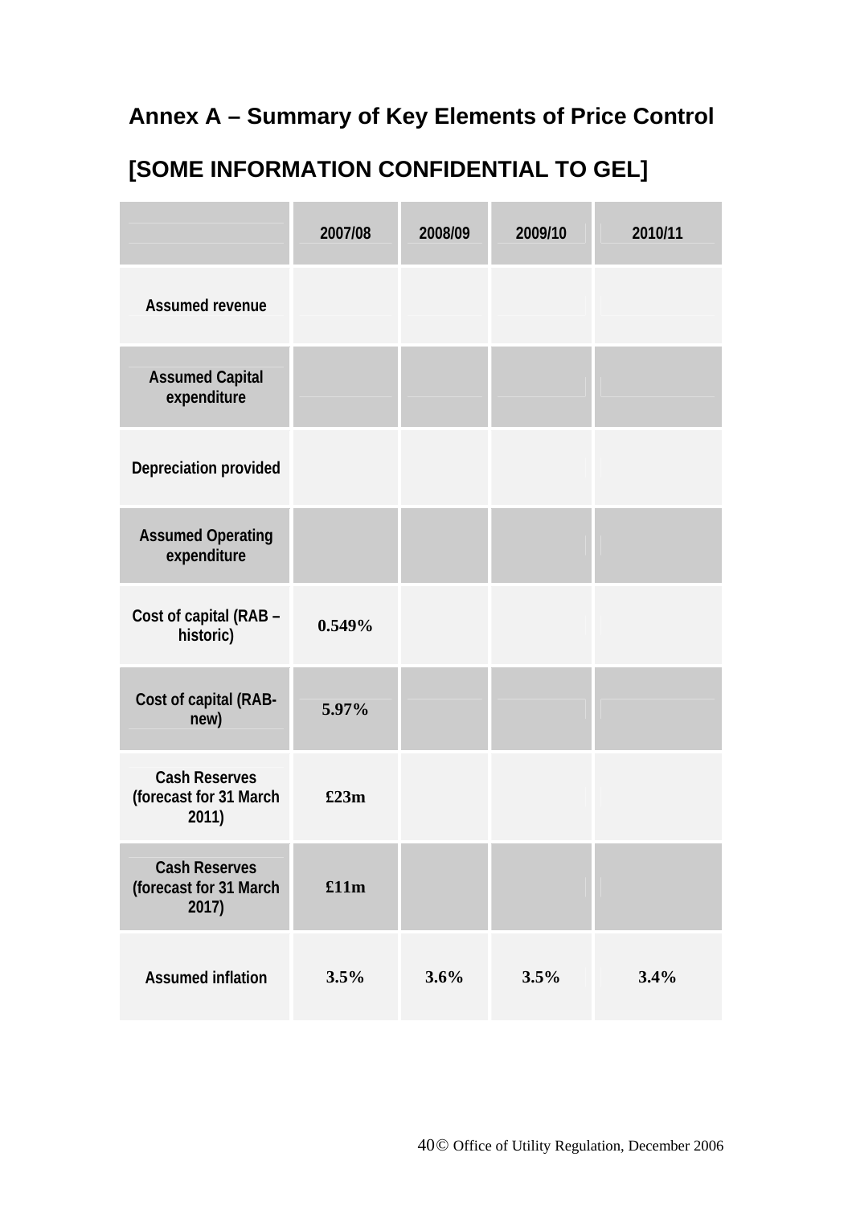## Annex A – Summary of Key Elements of Price Control

## [SOME INFORMATION CONFIDENTIAL TO GEL]

| | 2007/08 | 2008/09 | 2009/10 | 2010/11 |
|---|---|---|---|---|
| Assumed revenue | | | | |
| Assumed Capital expenditure | | | | |
| Depreciation provided | | | | |
| Assumed Operating expenditure | | | | |
| Cost of capital (RAB – historic) | 0.549% | | | |
| Cost of capital (RAB-new) | 5.97% | | | |
| Cash Reserves (forecast for 31 March 2011) | £23m | | | |
| Cash Reserves (forecast for 31 March 2017) | £11m | | | |
| Assumed inflation | 3.5% | 3.6% | 3.5% | 3.4% |

© Office of Utility Regulation, December 2006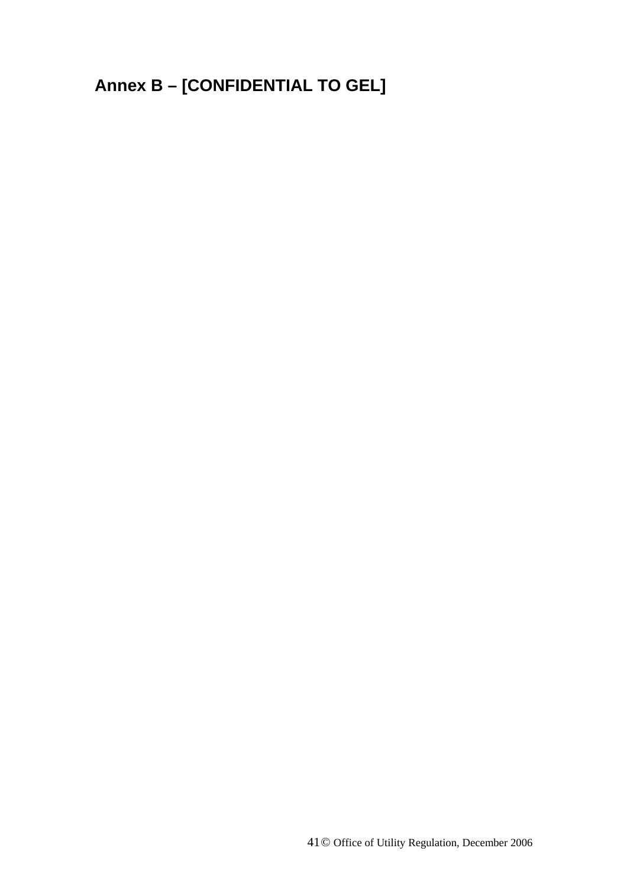# Annex B – [CONFIDENTIAL TO GEL]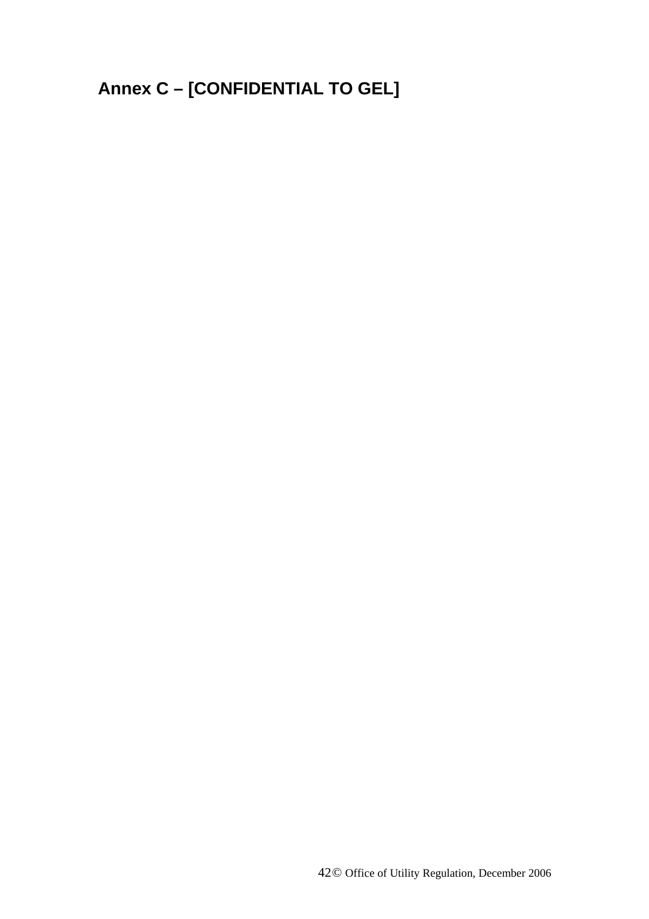## Annex C – [CONFIDENTIAL TO GEL]